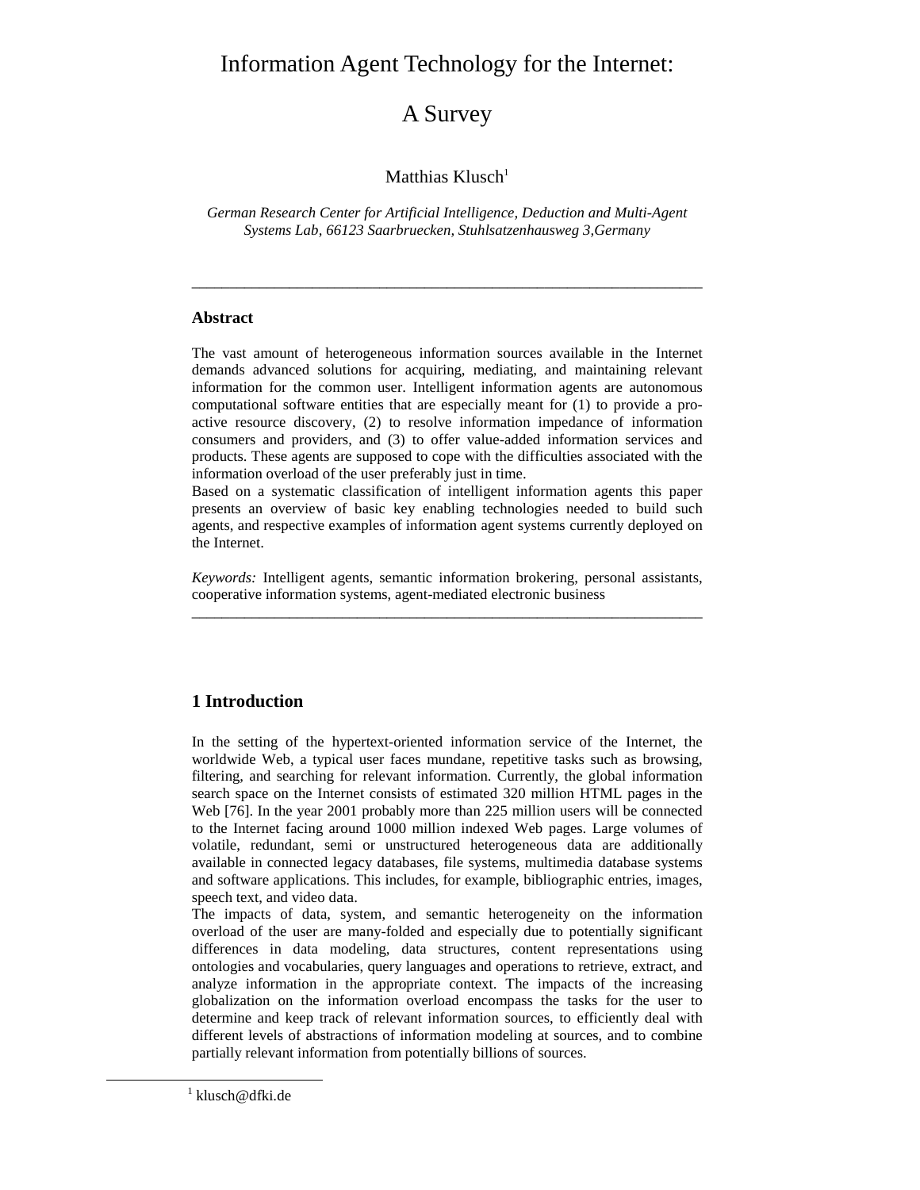# Information Agent Technology for the Internet: A Survey

Matthias Klusch[1]

*German Research Center for Artificial Intelligence, Deduction and Multi-Agent Systems Lab, 66123 Saarbruecken, Stuhlsatzenhausweg 3,Germany*

---

### Abstract

The vast amount of heterogeneous information sources available in the Internet demands advanced solutions for acquiring, mediating, and maintaining relevant information for the common user. Intelligent information agents are autonomous computational software entities that are especially meant for (1) to provide a pro-active resource discovery, (2) to resolve information impedance of information consumers and providers, and (3) to offer value-added information services and products. These agents are supposed to cope with the difficulties associated with the information overload of the user preferably just in time.
Based on a systematic classification of intelligent information agents this paper presents an overview of basic key enabling technologies needed to build such agents, and respective examples of information agent systems currently deployed on the Internet.

*Keywords:* Intelligent agents, semantic information brokering, personal assistants, cooperative information systems, agent-mediated electronic business

---

## 1 Introduction

In the setting of the hypertext-oriented information service of the Internet, the worldwide Web, a typical user faces mundane, repetitive tasks such as browsing, filtering, and searching for relevant information. Currently, the global information search space on the Internet consists of estimated 320 million HTML pages in the Web [76]. In the year 2001 probably more than 225 million users will be connected to the Internet facing around 1000 million indexed Web pages. Large volumes of volatile, redundant, semi or unstructured heterogeneous data are additionally available in connected legacy databases, file systems, multimedia database systems and software applications. This includes, for example, bibliographic entries, images, speech text, and video data.
The impacts of data, system, and semantic heterogeneity on the information overload of the user are many-folded and especially due to potentially significant differences in data modeling, data structures, content representations using ontologies and vocabularies, query languages and operations to retrieve, extract, and analyze information in the appropriate context. The impacts of the increasing globalization on the information overload encompass the tasks for the user to determine and keep track of relevant information sources, to efficiently deal with different levels of abstractions of information modeling at sources, and to combine partially relevant information from potentially billions of sources.

[1] klusch@dfki.de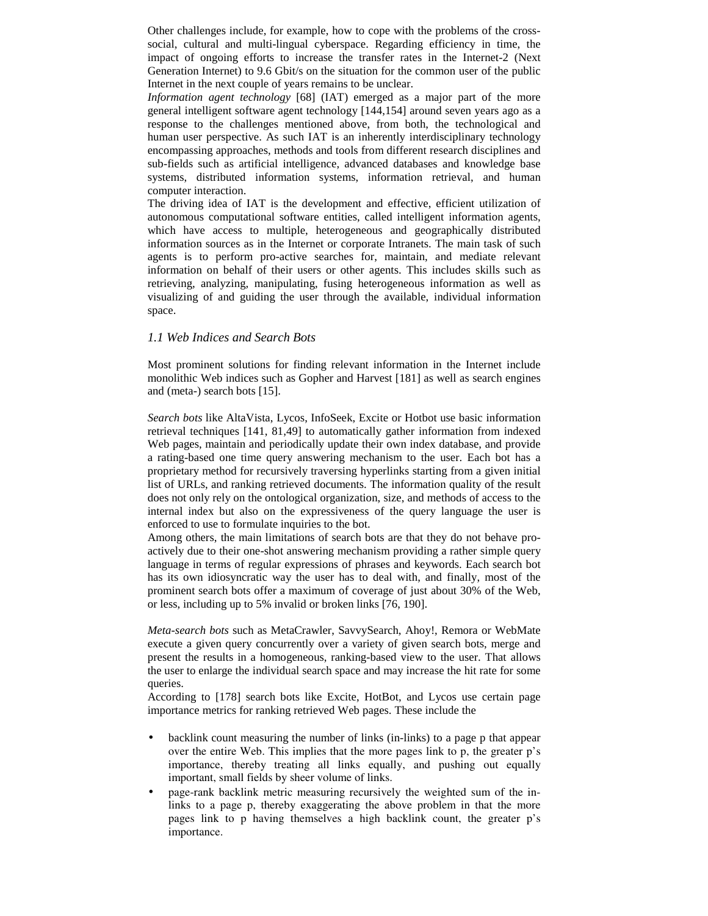Other challenges include, for example, how to cope with the problems of the cross-social, cultural and multi-lingual cyberspace. Regarding efficiency in time, the impact of ongoing efforts to increase the transfer rates in the Internet-2 (Next Generation Internet) to 9.6 Gbit/s on the situation for the common user of the public Internet in the next couple of years remains to be unclear.

*Information agent technology* [68] (IAT) emerged as a major part of the more general intelligent software agent technology [144,154] around seven years ago as a response to the challenges mentioned above, from both, the technological and human user perspective. As such IAT is an inherently interdisciplinary technology encompassing approaches, methods and tools from different research disciplines and sub-fields such as artificial intelligence, advanced databases and knowledge base systems, distributed information systems, information retrieval, and human computer interaction.

The driving idea of IAT is the development and effective, efficient utilization of autonomous computational software entities, called intelligent information agents, which have access to multiple, heterogeneous and geographically distributed information sources as in the Internet or corporate Intranets. The main task of such agents is to perform pro-active searches for, maintain, and mediate relevant information on behalf of their users or other agents. This includes skills such as retrieving, analyzing, manipulating, fusing heterogeneous information as well as visualizing of and guiding the user through the available, individual information space.

### *1.1 Web Indices and Search Bots*

Most prominent solutions for finding relevant information in the Internet include monolithic Web indices such as Gopher and Harvest [181] as well as search engines and (meta-) search bots [15].

*Search bots* like AltaVista, Lycos, InfoSeek, Excite or Hotbot use basic information retrieval techniques [141, 81,49] to automatically gather information from indexed Web pages, maintain and periodically update their own index database, and provide a rating-based one time query answering mechanism to the user. Each bot has a proprietary method for recursively traversing hyperlinks starting from a given initial list of URLs, and ranking retrieved documents. The information quality of the result does not only rely on the ontological organization, size, and methods of access to the internal index but also on the expressiveness of the query language the user is enforced to use to formulate inquiries to the bot.

Among others, the main limitations of search bots are that they do not behave pro-actively due to their one-shot answering mechanism providing a rather simple query language in terms of regular expressions of phrases and keywords. Each search bot has its own idiosyncratic way the user has to deal with, and finally, most of the prominent search bots offer a maximum of coverage of just about 30% of the Web, or less, including up to 5% invalid or broken links [76, 190].

*Meta-search bots* such as MetaCrawler, SavvySearch, Ahoy!, Remora or WebMate execute a given query concurrently over a variety of given search bots, merge and present the results in a homogeneous, ranking-based view to the user. That allows the user to enlarge the individual search space and may increase the hit rate for some queries.

According to [178] search bots like Excite, HotBot, and Lycos use certain page importance metrics for ranking retrieved Web pages. These include the

- backlink count measuring the number of links (in-links) to a page p that appear over the entire Web. This implies that the more pages link to p, the greater p's importance, thereby treating all links equally, and pushing out equally important, small fields by sheer volume of links.
- page-rank backlink metric measuring recursively the weighted sum of the in-links to a page p, thereby exaggerating the above problem in that the more pages link to p having themselves a high backlink count, the greater p's importance.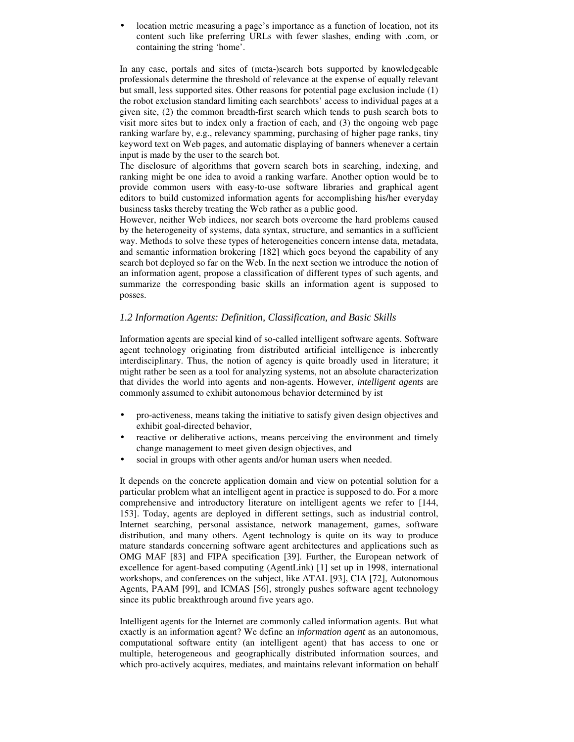- location metric measuring a page's importance as a function of location, not its content such like preferring URLs with fewer slashes, ending with .com, or containing the string 'home'.

In any case, portals and sites of (meta-)search bots supported by knowledgeable professionals determine the threshold of relevance at the expense of equally relevant but small, less supported sites. Other reasons for potential page exclusion include (1) the robot exclusion standard limiting each searchbots' access to individual pages at a given site, (2) the common breadth-first search which tends to push search bots to visit more sites but to index only a fraction of each, and (3) the ongoing web page ranking warfare by, e.g., relevancy spamming, purchasing of higher page ranks, tiny keyword text on Web pages, and automatic displaying of banners whenever a certain input is made by the user to the search bot.
The disclosure of algorithms that govern search bots in searching, indexing, and ranking might be one idea to avoid a ranking warfare. Another option would be to provide common users with easy-to-use software libraries and graphical agent editors to build customized information agents for accomplishing his/her everyday business tasks thereby treating the Web rather as a public good.
However, neither Web indices, nor search bots overcome the hard problems caused by the heterogeneity of systems, data syntax, structure, and semantics in a sufficient way. Methods to solve these types of heterogeneities concern intense data, metadata, and semantic information brokering [182] which goes beyond the capability of any search bot deployed so far on the Web. In the next section we introduce the notion of an information agent, propose a classification of different types of such agents, and summarize the corresponding basic skills an information agent is supposed to posses.

### *1.2 Information Agents: Definition, Classification, and Basic Skills*

Information agents are special kind of so-called intelligent software agents. Software agent technology originating from distributed artificial intelligence is inherently interdisciplinary. Thus, the notion of agency is quite broadly used in literature; it might rather be seen as a tool for analyzing systems, not an absolute characterization that divides the world into agents and non-agents. However, *intelligent agents* are commonly assumed to exhibit autonomous behavior determined by ist

- pro-activeness, means taking the initiative to satisfy given design objectives and exhibit goal-directed behavior,
- reactive or deliberative actions, means perceiving the environment and timely change management to meet given design objectives, and
- social in groups with other agents and/or human users when needed.

It depends on the concrete application domain and view on potential solution for a particular problem what an intelligent agent in practice is supposed to do. For a more comprehensive and introductory literature on intelligent agents we refer to [144, 153]. Today, agents are deployed in different settings, such as industrial control, Internet searching, personal assistance, network management, games, software distribution, and many others. Agent technology is quite on its way to produce mature standards concerning software agent architectures and applications such as OMG MAF [83] and FIPA specification [39]. Further, the European network of excellence for agent-based computing (AgentLink) [1] set up in 1998, international workshops, and conferences on the subject, like ATAL [93], CIA [72], Autonomous Agents, PAAM [99], and ICMAS [56], strongly pushes software agent technology since its public breakthrough around five years ago.

Intelligent agents for the Internet are commonly called information agents. But what exactly is an information agent? We define an *information agent* as an autonomous, computational software entity (an intelligent agent) that has access to one or multiple, heterogeneous and geographically distributed information sources, and which pro-actively acquires, mediates, and maintains relevant information on behalf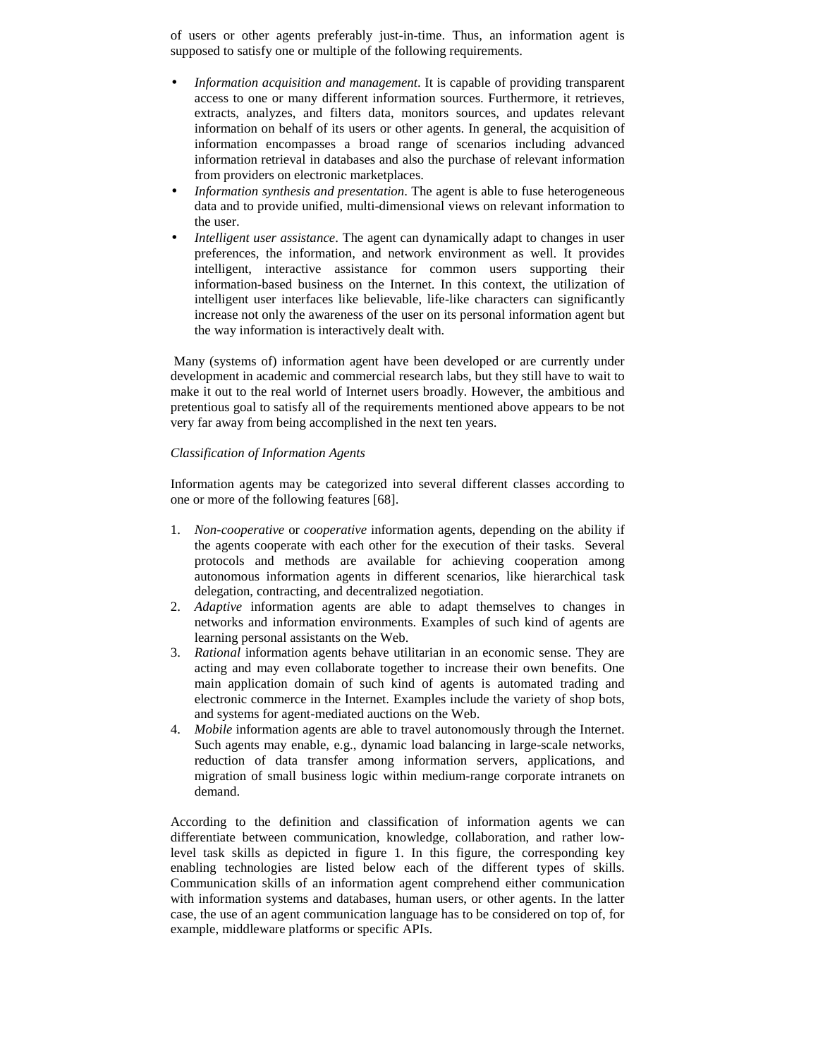of users or other agents preferably just-in-time. Thus, an information agent is supposed to satisfy one or multiple of the following requirements.

- *Information acquisition and management*. It is capable of providing transparent access to one or many different information sources. Furthermore, it retrieves, extracts, analyzes, and filters data, monitors sources, and updates relevant information on behalf of its users or other agents. In general, the acquisition of information encompasses a broad range of scenarios including advanced information retrieval in databases and also the purchase of relevant information from providers on electronic marketplaces.
- *Information synthesis and presentation*. The agent is able to fuse heterogeneous data and to provide unified, multi-dimensional views on relevant information to the user.
- *Intelligent user assistance*. The agent can dynamically adapt to changes in user preferences, the information, and network environment as well. It provides intelligent, interactive assistance for common users supporting their information-based business on the Internet. In this context, the utilization of intelligent user interfaces like believable, life-like characters can significantly increase not only the awareness of the user on its personal information agent but the way information is interactively dealt with.

Many (systems of) information agent have been developed or are currently under development in academic and commercial research labs, but they still have to wait to make it out to the real world of Internet users broadly. However, the ambitious and pretentious goal to satisfy all of the requirements mentioned above appears to be not very far away from being accomplished in the next ten years.

*Classification of Information Agents*

Information agents may be categorized into several different classes according to one or more of the following features [68].

1. *Non-cooperative* or *cooperative* information agents, depending on the ability if the agents cooperate with each other for the execution of their tasks. Several protocols and methods are available for achieving cooperation among autonomous information agents in different scenarios, like hierarchical task delegation, contracting, and decentralized negotiation.
2. *Adaptive* information agents are able to adapt themselves to changes in networks and information environments. Examples of such kind of agents are learning personal assistants on the Web.
3. *Rational* information agents behave utilitarian in an economic sense. They are acting and may even collaborate together to increase their own benefits. One main application domain of such kind of agents is automated trading and electronic commerce in the Internet. Examples include the variety of shop bots, and systems for agent-mediated auctions on the Web.
4. *Mobile* information agents are able to travel autonomously through the Internet. Such agents may enable, e.g., dynamic load balancing in large-scale networks, reduction of data transfer among information servers, applications, and migration of small business logic within medium-range corporate intranets on demand.

According to the definition and classification of information agents we can differentiate between communication, knowledge, collaboration, and rather low-level task skills as depicted in figure 1. In this figure, the corresponding key enabling technologies are listed below each of the different types of skills. Communication skills of an information agent comprehend either communication with information systems and databases, human users, or other agents. In the latter case, the use of an agent communication language has to be considered on top of, for example, middleware platforms or specific APIs.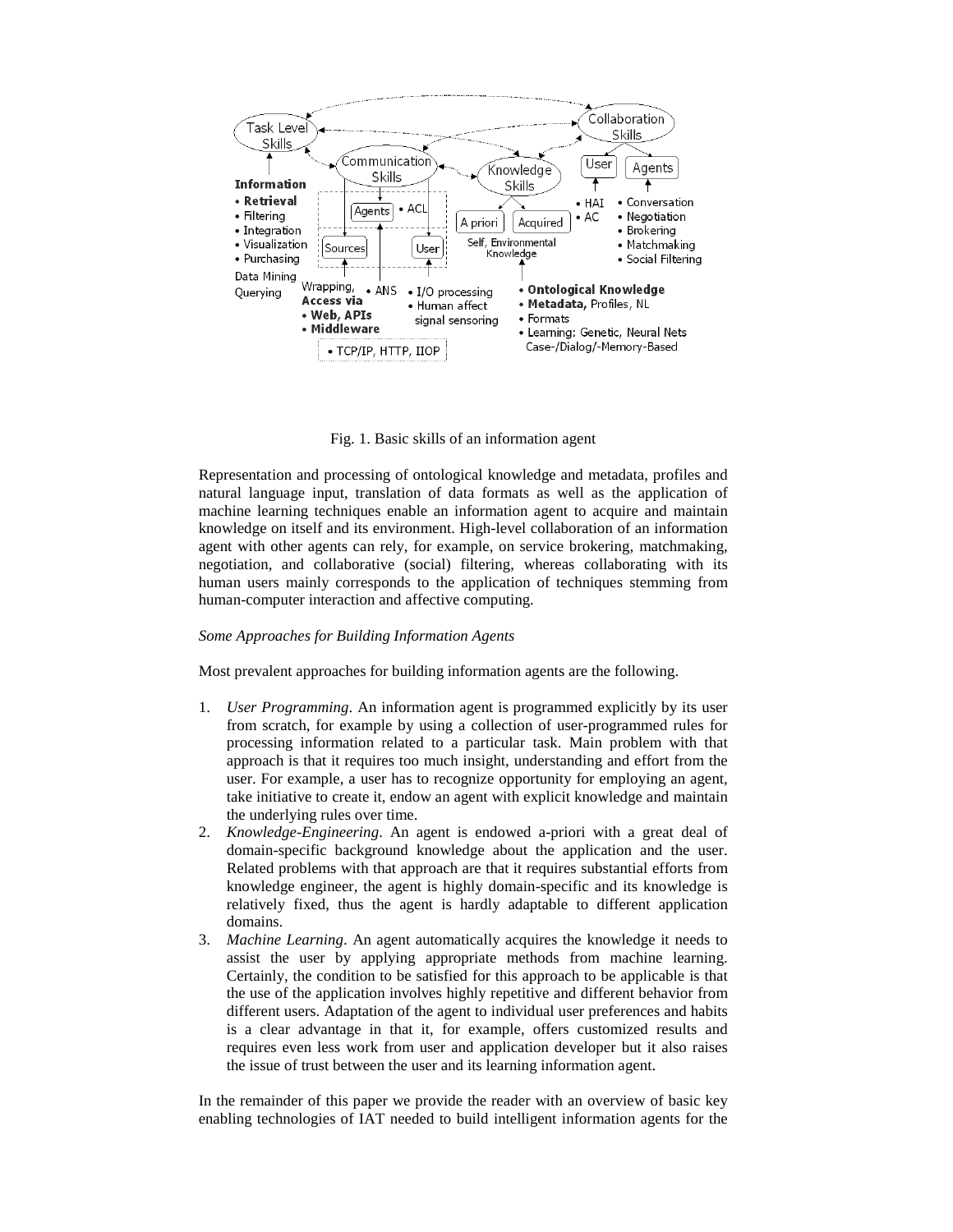Fig. 1. Basic skills of an information agent

Representation and processing of ontological knowledge and metadata, profiles and natural language input, translation of data formats as well as the application of machine learning techniques enable an information agent to acquire and maintain knowledge on itself and its environment. High-level collaboration of an information agent with other agents can rely, for example, on service brokering, matchmaking, negotiation, and collaborative (social) filtering, whereas collaborating with its human users mainly corresponds to the application of techniques stemming from human-computer interaction and affective computing.

*Some Approaches for Building Information Agents*

Most prevalent approaches for building information agents are the following.

1. *User Programming*. An information agent is programmed explicitly by its user from scratch, for example by using a collection of user-programmed rules for processing information related to a particular task. Main problem with that approach is that it requires too much insight, understanding and effort from the user. For example, a user has to recognize opportunity for employing an agent, take initiative to create it, endow an agent with explicit knowledge and maintain the underlying rules over time.
2. *Knowledge-Engineering*. An agent is endowed a-priori with a great deal of domain-specific background knowledge about the application and the user. Related problems with that approach are that it requires substantial efforts from knowledge engineer, the agent is highly domain-specific and its knowledge is relatively fixed, thus the agent is hardly adaptable to different application domains.
3. *Machine Learning*. An agent automatically acquires the knowledge it needs to assist the user by applying appropriate methods from machine learning. Certainly, the condition to be satisfied for this approach to be applicable is that the use of the application involves highly repetitive and different behavior from different users. Adaptation of the agent to individual user preferences and habits is a clear advantage in that it, for example, offers customized results and requires even less work from user and application developer but it also raises the issue of trust between the user and its learning information agent.

In the remainder of this paper we provide the reader with an overview of basic key enabling technologies of IAT needed to build intelligent information agents for the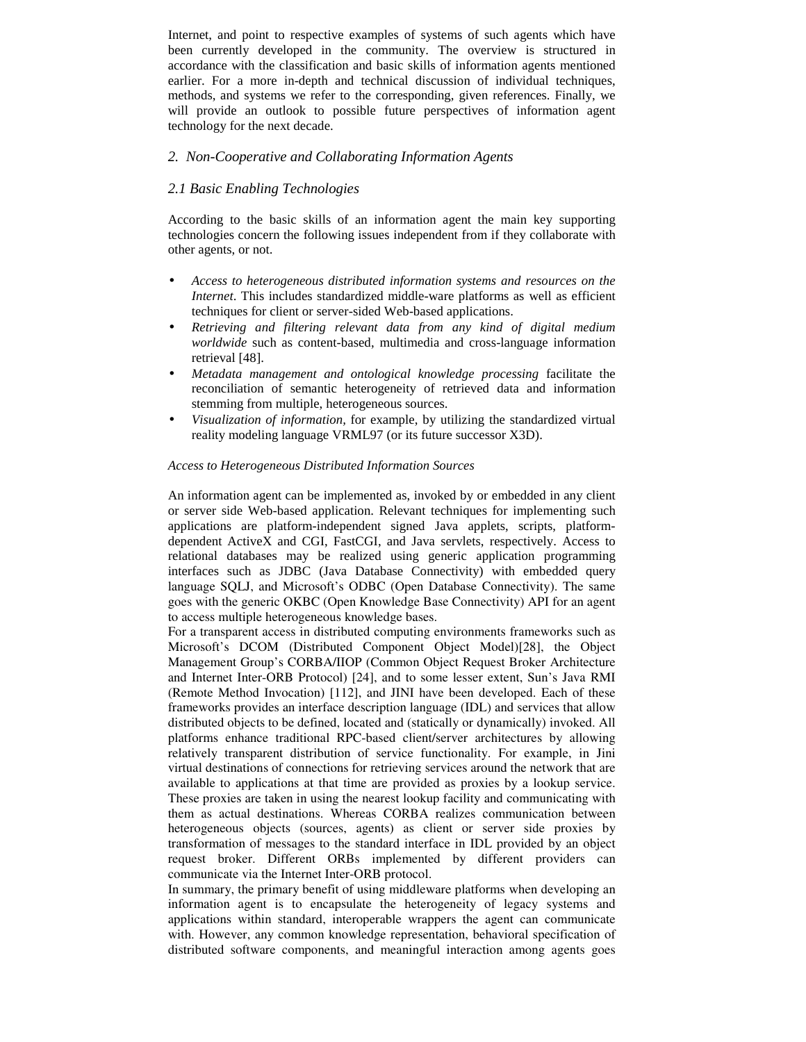Internet, and point to respective examples of systems of such agents which have been currently developed in the community. The overview is structured in accordance with the classification and basic skills of information agents mentioned earlier. For a more in-depth and technical discussion of individual techniques, methods, and systems we refer to the corresponding, given references. Finally, we will provide an outlook to possible future perspectives of information agent technology for the next decade.

## *2. Non-Cooperative and Collaborating Information Agents*

### *2.1 Basic Enabling Technologies*

According to the basic skills of an information agent the main key supporting technologies concern the following issues independent from if they collaborate with other agents, or not.

- *Access to heterogeneous distributed information systems and resources on the Internet*. This includes standardized middle-ware platforms as well as efficient techniques for client or server-sided Web-based applications.
- *Retrieving and filtering relevant data from any kind of digital medium worldwide* such as content-based, multimedia and cross-language information retrieval [48].
- *Metadata management and ontological knowledge processing* facilitate the reconciliation of semantic heterogeneity of retrieved data and information stemming from multiple, heterogeneous sources.
- *Visualization of information,* for example, by utilizing the standardized virtual reality modeling language VRML97 (or its future successor X3D).

#### *Access to Heterogeneous Distributed Information Sources*

An information agent can be implemented as, invoked by or embedded in any client or server side Web-based application. Relevant techniques for implementing such applications are platform-independent signed Java applets, scripts, platform-dependent ActiveX and CGI, FastCGI, and Java servlets, respectively. Access to relational databases may be realized using generic application programming interfaces such as JDBC (Java Database Connectivity) with embedded query language SQLJ, and Microsoft's ODBC (Open Database Connectivity). The same goes with the generic OKBC (Open Knowledge Base Connectivity) API for an agent to access multiple heterogeneous knowledge bases.

For a transparent access in distributed computing environments frameworks such as Microsoft's DCOM (Distributed Component Object Model)[28], the Object Management Group's CORBA/IIOP (Common Object Request Broker Architecture and Internet Inter-ORB Protocol) [24], and to some lesser extent, Sun's Java RMI (Remote Method Invocation) [112], and JINI have been developed. Each of these frameworks provides an interface description language (IDL) and services that allow distributed objects to be defined, located and (statically or dynamically) invoked. All platforms enhance traditional RPC-based client/server architectures by allowing relatively transparent distribution of service functionality. For example, in Jini virtual destinations of connections for retrieving services around the network that are available to applications at that time are provided as proxies by a lookup service. These proxies are taken in using the nearest lookup facility and communicating with them as actual destinations. Whereas CORBA realizes communication between heterogeneous objects (sources, agents) as client or server side proxies by transformation of messages to the standard interface in IDL provided by an object request broker. Different ORBs implemented by different providers can communicate via the Internet Inter-ORB protocol.

In summary, the primary benefit of using middleware platforms when developing an information agent is to encapsulate the heterogeneity of legacy systems and applications within standard, interoperable wrappers the agent can communicate with. However, any common knowledge representation, behavioral specification of distributed software components, and meaningful interaction among agents goes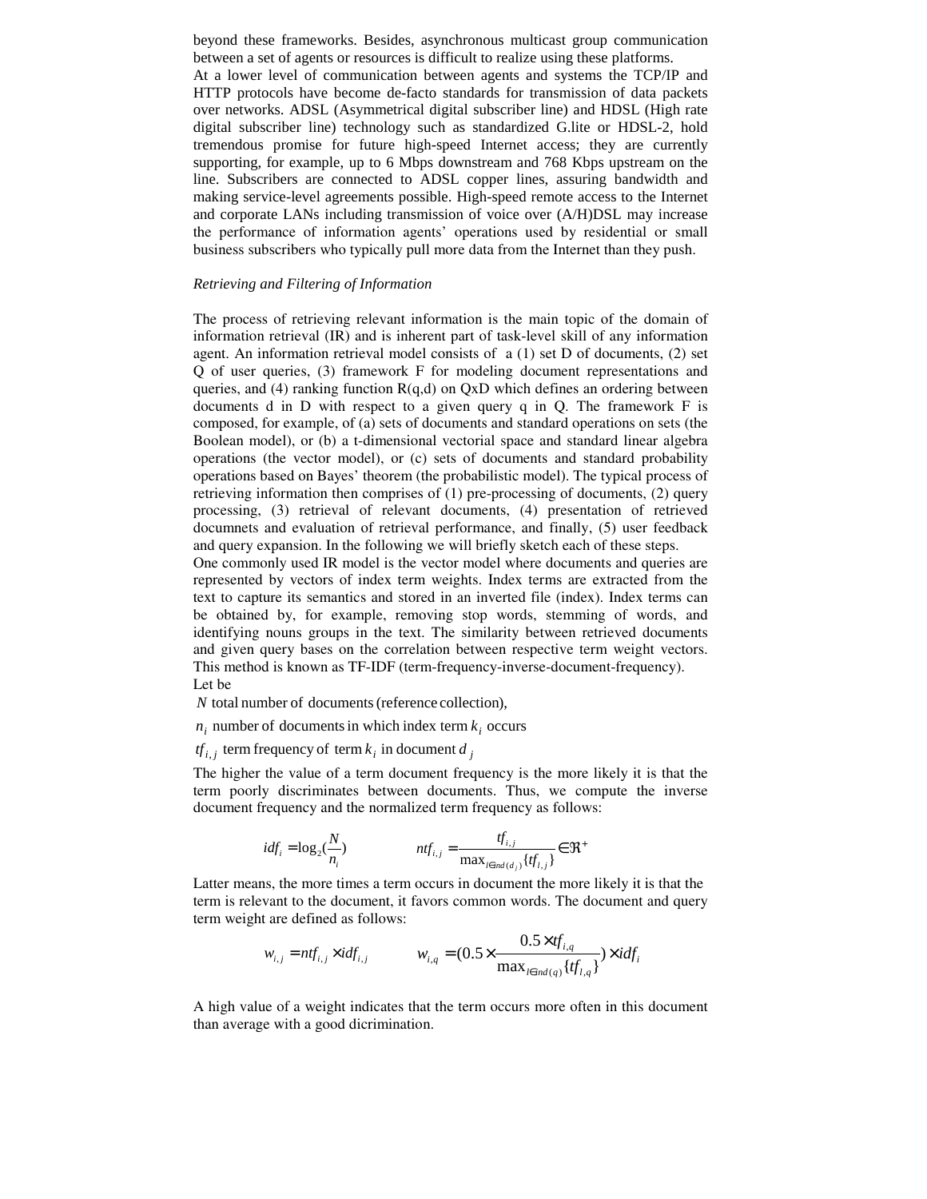beyond these frameworks. Besides, asynchronous multicast group communication between a set of agents or resources is difficult to realize using these platforms.

At a lower level of communication between agents and systems the TCP/IP and HTTP protocols have become de-facto standards for transmission of data packets over networks. ADSL (Asymmetrical digital subscriber line) and HDSL (High rate digital subscriber line) technology such as standardized G.lite or HDSL-2, hold tremendous promise for future high-speed Internet access; they are currently supporting, for example, up to 6 Mbps downstream and 768 Kbps upstream on the line. Subscribers are connected to ADSL copper lines, assuring bandwidth and making service-level agreements possible. High-speed remote access to the Internet and corporate LANs including transmission of voice over (A/H)DSL may increase the performance of information agents' operations used by residential or small business subscribers who typically pull more data from the Internet than they push.

*Retrieving and Filtering of Information*

The process of retrieving relevant information is the main topic of the domain of information retrieval (IR) and is inherent part of task-level skill of any information agent. An information retrieval model consists of a (1) set D of documents, (2) set Q of user queries, (3) framework F for modeling document representations and queries, and (4) ranking function R(q,d) on QxD which defines an ordering between documents d in D with respect to a given query q in Q. The framework F is composed, for example, of (a) sets of documents and standard operations on sets (the Boolean model), or (b) a t-dimensional vectorial space and standard linear algebra operations (the vector model), or (c) sets of documents and standard probability operations based on Bayes' theorem (the probabilistic model). The typical process of retrieving information then comprises of (1) pre-processing of documents, (2) query processing, (3) retrieval of relevant documents, (4) presentation of retrieved documnets and evaluation of retrieval performance, and finally, (5) user feedback and query expansion. In the following we will briefly sketch each of these steps.

One commonly used IR model is the vector model where documents and queries are represented by vectors of index term weights. Index terms are extracted from the text to capture its semantics and stored in an inverted file (index). Index terms can be obtained by, for example, removing stop words, stemming of words, and identifying nouns groups in the text. The similarity between retrieved documents and given query bases on the correlation between respective term weight vectors. This method is known as TF-IDF (term-frequency-inverse-document-frequency).

Let be

$N$ total number of documents (reference collection),

$n_i$ number of documents in which index term $k_i$ occurs

$tf_{i,j}$ term frequency of term $k_i$ in document $d_j$

The higher the value of a term document frequency is the more likely it is that the term poorly discriminates between documents. Thus, we compute the inverse document frequency and the normalized term frequency as follows:

$$idf_i = \log_2\left(\frac{N}{n_i}\right) \qquad ntf_{i,j} = \frac{tf_{i,j}}{\max_{l \in nd(d_j)}\{tf_{l,j}\}} \in \Re^+$$

Latter means, the more times a term occurs in document the more likely it is that the term is relevant to the document, it favors common words. The document and query term weight are defined as follows:

$$w_{i,j} = ntf_{i,j} \times idf_{i,j} \qquad w_{i,q} = \left(0.5 \times \frac{0.5 \times tf_{i,q}}{\max_{l \in nd(q)}\{tf_{l,q}\}}\right) \times idf_i$$

A high value of a weight indicates that the term occurs more often in this document than average with a good dicrimination.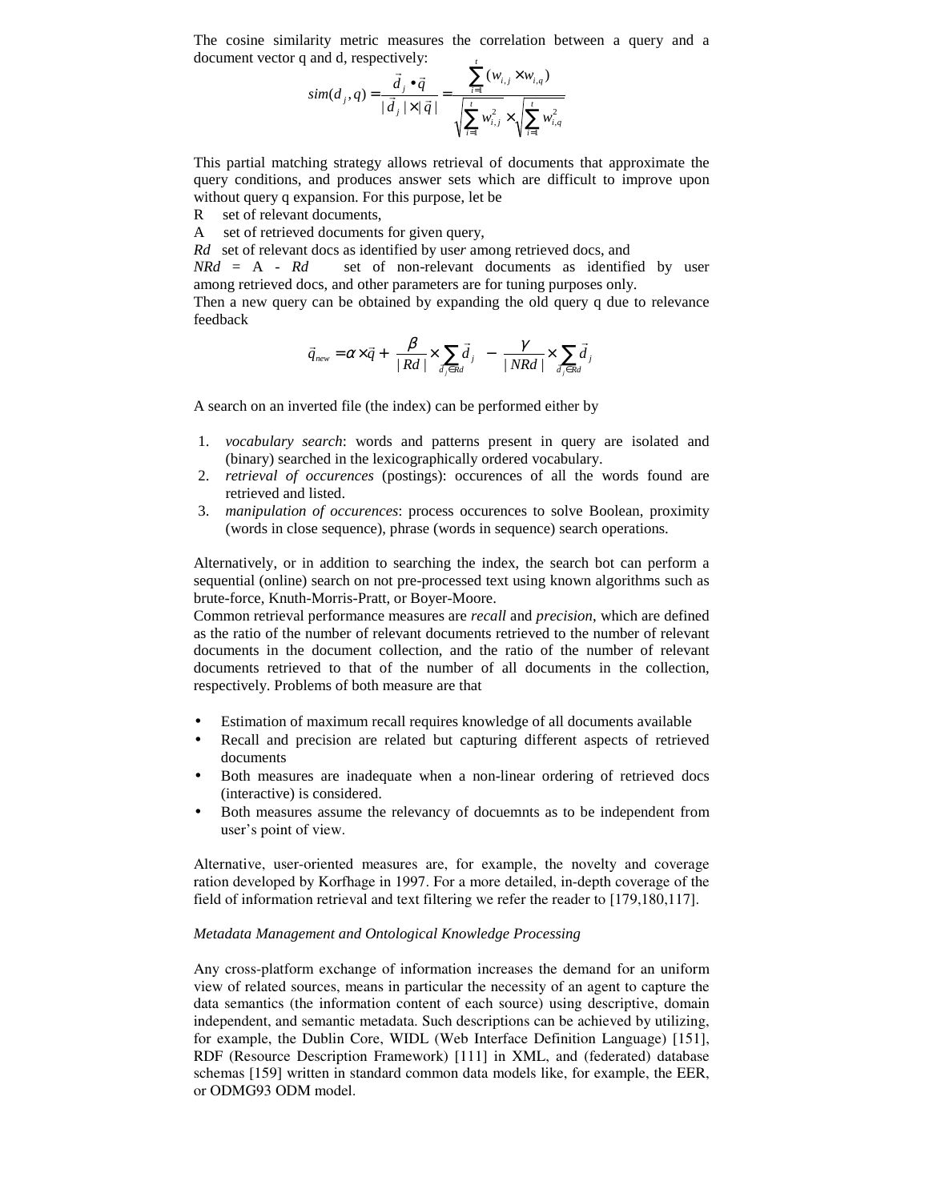The cosine similarity metric measures the correlation between a query and a document vector q and d, respectively:

$$sim(d_j, q) = \frac{\vec{d}_j \bullet \vec{q}}{|\vec{d}_j| \times |\vec{q}|} = \frac{\sum_{i=1}^{t} (w_{i,j} \times w_{i,q})}{\sqrt{\sum_{i=1}^{t} w_{i,j}^2} \times \sqrt{\sum_{i=1}^{t} w_{i,q}^2}}$$

This partial matching strategy allows retrieval of documents that approximate the query conditions, and produces answer sets which are difficult to improve upon without query q expansion. For this purpose, let be

R set of relevant documents,

A set of retrieved documents for given query,

*Rd* set of relevant docs as identified by use*r* among retrieved docs, and

*NRd* = A - *Rd* set of non-relevant documents as identified by user among retrieved docs, and other parameters are for tuning purposes only.

Then a new query can be obtained by expanding the old query q due to relevance feedback

$$\vec{q}_{new} = \alpha \times \vec{q} + \frac{\beta}{|Rd|} \times \sum_{\vec{d}_j \in Rd} \vec{d}_j - \frac{\gamma}{|NRd|} \times \sum_{\vec{d}_j \in Rd} \vec{d}_j$$

A search on an inverted file (the index) can be performed either by

1. *vocabulary search*: words and patterns present in query are isolated and (binary) searched in the lexicographically ordered vocabulary.
2. *retrieval of occurences* (postings): occurences of all the words found are retrieved and listed.
3. *manipulation of occurences*: process occurences to solve Boolean, proximity (words in close sequence), phrase (words in sequence) search operations.

Alternatively, or in addition to searching the index, the search bot can perform a sequential (online) search on not pre-processed text using known algorithms such as brute-force, Knuth-Morris-Pratt, or Boyer-Moore.

Common retrieval performance measures are *recall* and *precision*, which are defined as the ratio of the number of relevant documents retrieved to the number of relevant documents in the document collection, and the ratio of the number of relevant documents retrieved to that of the number of all documents in the collection, respectively. Problems of both measure are that

- Estimation of maximum recall requires knowledge of all documents available
- Recall and precision are related but capturing different aspects of retrieved documents
- Both measures are inadequate when a non-linear ordering of retrieved docs (interactive) is considered.
- Both measures assume the relevancy of docuemnts as to be independent from user's point of view.

Alternative, user-oriented measures are, for example, the novelty and coverage ration developed by Korfhage in 1997. For a more detailed, in-depth coverage of the field of information retrieval and text filtering we refer the reader to [179,180,117].

*Metadata Management and Ontological Knowledge Processing*

Any cross-platform exchange of information increases the demand for an uniform view of related sources, means in particular the necessity of an agent to capture the data semantics (the information content of each source) using descriptive, domain independent, and semantic metadata. Such descriptions can be achieved by utilizing, for example, the Dublin Core, WIDL (Web Interface Definition Language) [151], RDF (Resource Description Framework) [111] in XML, and (federated) database schemas [159] written in standard common data models like, for example, the EER, or ODMG93 ODM model.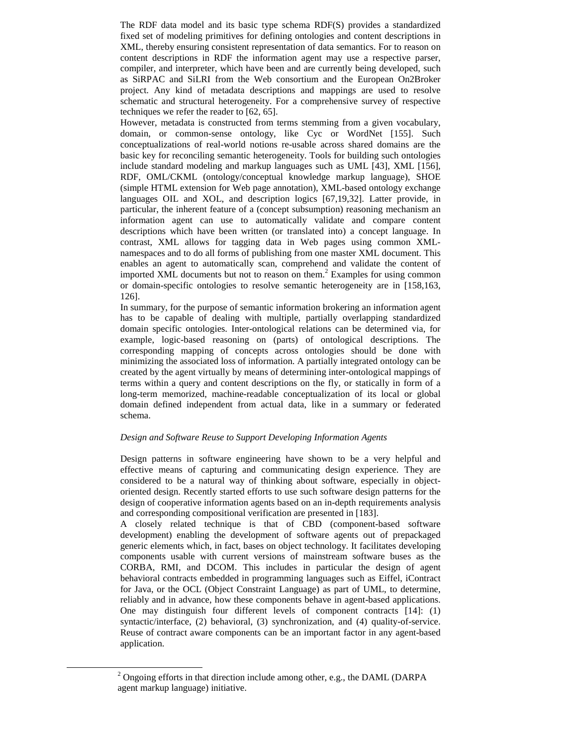The RDF data model and its basic type schema RDF(S) provides a standardized fixed set of modeling primitives for defining ontologies and content descriptions in XML, thereby ensuring consistent representation of data semantics. For to reason on content descriptions in RDF the information agent may use a respective parser, compiler, and interpreter, which have been and are currently being developed, such as SiRPAC and SiLRI from the Web consortium and the European On2Broker project. Any kind of metadata descriptions and mappings are used to resolve schematic and structural heterogeneity. For a comprehensive survey of respective techniques we refer the reader to [62, 65].

However, metadata is constructed from terms stemming from a given vocabulary, domain, or common-sense ontology, like Cyc or WordNet [155]. Such conceptualizations of real-world notions re-usable across shared domains are the basic key for reconciling semantic heterogeneity. Tools for building such ontologies include standard modeling and markup languages such as UML [43], XML [156], RDF, OML/CKML (ontology/conceptual knowledge markup language), SHOE (simple HTML extension for Web page annotation), XML-based ontology exchange languages OIL and XOL, and description logics [67,19,32]. Latter provide, in particular, the inherent feature of a (concept subsumption) reasoning mechanism an information agent can use to automatically validate and compare content descriptions which have been written (or translated into) a concept language. In contrast, XML allows for tagging data in Web pages using common XML-namespaces and to do all forms of publishing from one master XML document. This enables an agent to automatically scan, comprehend and validate the content of imported XML documents but not to reason on them.[2] Examples for using common or domain-specific ontologies to resolve semantic heterogeneity are in [158,163, 126].

In summary, for the purpose of semantic information brokering an information agent has to be capable of dealing with multiple, partially overlapping standardized domain specific ontologies. Inter-ontological relations can be determined via, for example, logic-based reasoning on (parts) of ontological descriptions. The corresponding mapping of concepts across ontologies should be done with minimizing the associated loss of information. A partially integrated ontology can be created by the agent virtually by means of determining inter-ontological mappings of terms within a query and content descriptions on the fly, or statically in form of a long-term memorized, machine-readable conceptualization of its local or global domain defined independent from actual data, like in a summary or federated schema.

*Design and Software Reuse to Support Developing Information Agents*

Design patterns in software engineering have shown to be a very helpful and effective means of capturing and communicating design experience. They are considered to be a natural way of thinking about software, especially in object-oriented design. Recently started efforts to use such software design patterns for the design of cooperative information agents based on an in-depth requirements analysis and corresponding compositional verification are presented in [183].

A closely related technique is that of CBD (component-based software development) enabling the development of software agents out of prepackaged generic elements which, in fact, bases on object technology. It facilitates developing components usable with current versions of mainstream software buses as the CORBA, RMI, and DCOM. This includes in particular the design of agent behavioral contracts embedded in programming languages such as Eiffel, iContract for Java, or the OCL (Object Constraint Language) as part of UML, to determine, reliably and in advance, how these components behave in agent-based applications. One may distinguish four different levels of component contracts [14]: (1) syntactic/interface, (2) behavioral, (3) synchronization, and (4) quality-of-service. Reuse of contract aware components can be an important factor in any agent-based application.

---

[2] Ongoing efforts in that direction include among other, e.g., the DAML (DARPA agent markup language) initiative.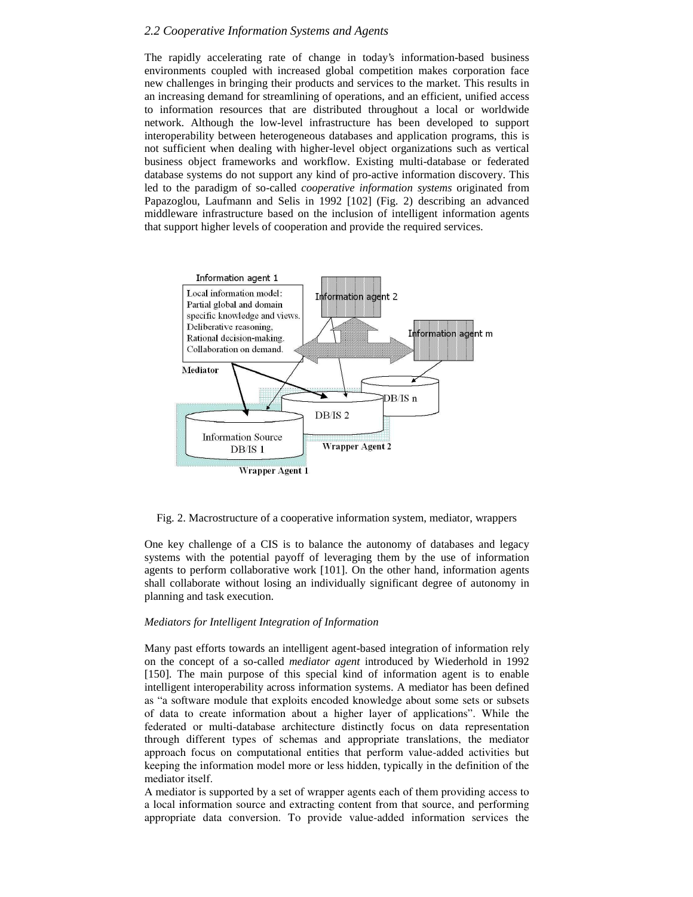### 2.2 Cooperative Information Systems and Agents

The rapidly accelerating rate of change in today's information-based business environments coupled with increased global competition makes corporation face new challenges in bringing their products and services to the market. This results in an increasing demand for streamlining of operations, and an efficient, unified access to information resources that are distributed throughout a local or worldwide network. Although the low-level infrastructure has been developed to support interoperability between heterogeneous databases and application programs, this is not sufficient when dealing with higher-level object organizations such as vertical business object frameworks and workflow. Existing multi-database or federated database systems do not support any kind of pro-active information discovery. This led to the paradigm of so-called *cooperative information systems* originated from Papazoglou, Laufmann and Selis in 1992 [102] (Fig. 2) describing an advanced middleware infrastructure based on the inclusion of intelligent information agents that support higher levels of cooperation and provide the required services.

Fig. 2. Macrostructure of a cooperative information system, mediator, wrappers

One key challenge of a CIS is to balance the autonomy of databases and legacy systems with the potential payoff of leveraging them by the use of information agents to perform collaborative work [101]. On the other hand, information agents shall collaborate without losing an individually significant degree of autonomy in planning and task execution.

*Mediators for Intelligent Integration of Information*

Many past efforts towards an intelligent agent-based integration of information rely on the concept of a so-called *mediator agent* introduced by Wiederhold in 1992 [150]. The main purpose of this special kind of information agent is to enable intelligent interoperability across information systems. A mediator has been defined as "a software module that exploits encoded knowledge about some sets or subsets of data to create information about a higher layer of applications". While the federated or multi-database architecture distinctly focus on data representation through different types of schemas and appropriate translations, the mediator approach focus on computational entities that perform value-added activities but keeping the information model more or less hidden, typically in the definition of the mediator itself.

A mediator is supported by a set of wrapper agents each of them providing access to a local information source and extracting content from that source, and performing appropriate data conversion. To provide value-added information services the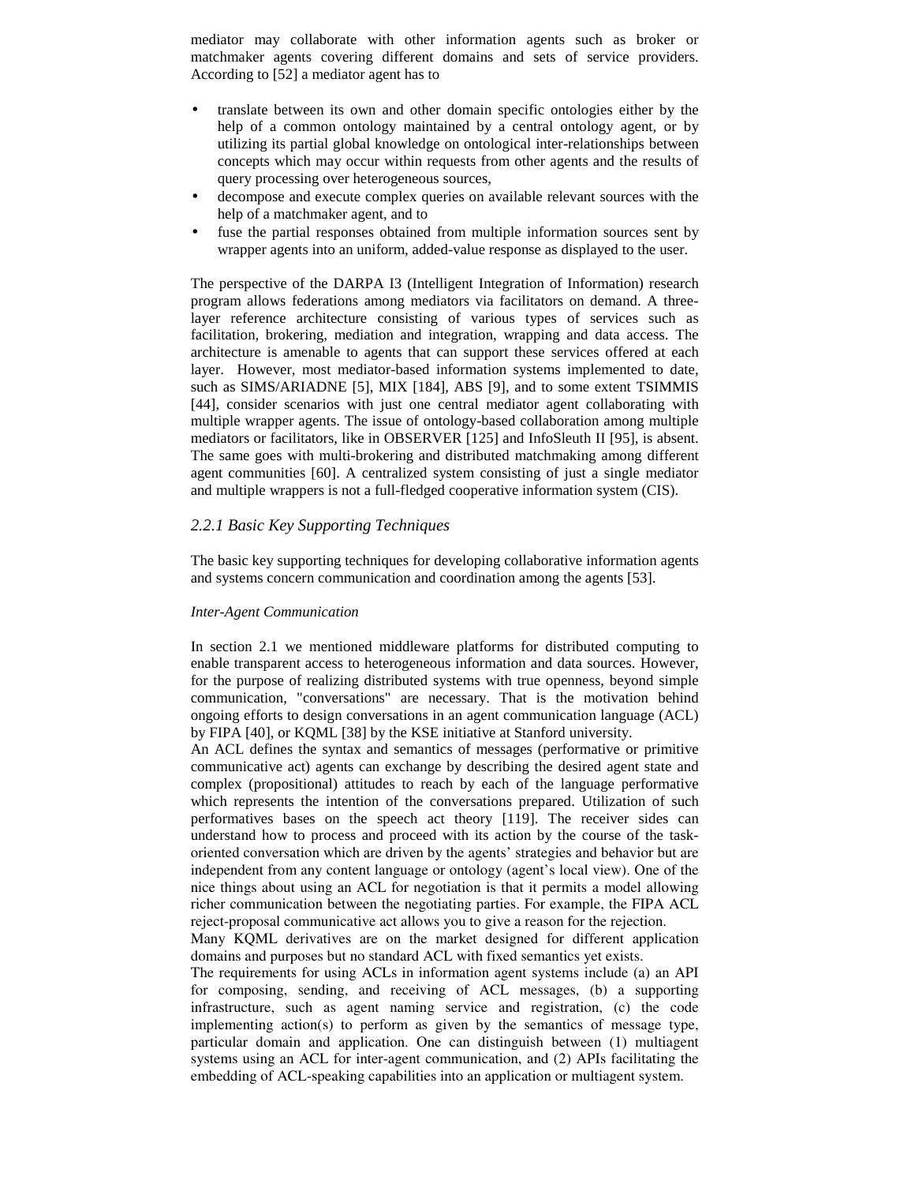mediator may collaborate with other information agents such as broker or matchmaker agents covering different domains and sets of service providers. According to [52] a mediator agent has to

- translate between its own and other domain specific ontologies either by the help of a common ontology maintained by a central ontology agent, or by utilizing its partial global knowledge on ontological inter-relationships between concepts which may occur within requests from other agents and the results of query processing over heterogeneous sources,
- decompose and execute complex queries on available relevant sources with the help of a matchmaker agent, and to
- fuse the partial responses obtained from multiple information sources sent by wrapper agents into an uniform, added-value response as displayed to the user.

The perspective of the DARPA I3 (Intelligent Integration of Information) research program allows federations among mediators via facilitators on demand. A three-layer reference architecture consisting of various types of services such as facilitation, brokering, mediation and integration, wrapping and data access. The architecture is amenable to agents that can support these services offered at each layer. However, most mediator-based information systems implemented to date, such as SIMS/ARIADNE [5], MIX [184], ABS [9], and to some extent TSIMMIS [44], consider scenarios with just one central mediator agent collaborating with multiple wrapper agents. The issue of ontology-based collaboration among multiple mediators or facilitators, like in OBSERVER [125] and InfoSleuth II [95], is absent. The same goes with multi-brokering and distributed matchmaking among different agent communities [60]. A centralized system consisting of just a single mediator and multiple wrappers is not a full-fledged cooperative information system (CIS).

### *2.2.1 Basic Key Supporting Techniques*

The basic key supporting techniques for developing collaborative information agents and systems concern communication and coordination among the agents [53].

*Inter-Agent Communication*

In section 2.1 we mentioned middleware platforms for distributed computing to enable transparent access to heterogeneous information and data sources. However, for the purpose of realizing distributed systems with true openness, beyond simple communication, "conversations" are necessary. That is the motivation behind ongoing efforts to design conversations in an agent communication language (ACL) by FIPA [40], or KQML [38] by the KSE initiative at Stanford university.
An ACL defines the syntax and semantics of messages (performative or primitive communicative act) agents can exchange by describing the desired agent state and complex (propositional) attitudes to reach by each of the language performative which represents the intention of the conversations prepared. Utilization of such performatives bases on the speech act theory [119]. The receiver sides can understand how to process and proceed with its action by the course of the task-oriented conversation which are driven by the agents' strategies and behavior but are independent from any content language or ontology (agent's local view). One of the nice things about using an ACL for negotiation is that it permits a model allowing richer communication between the negotiating parties. For example, the FIPA ACL reject-proposal communicative act allows you to give a reason for the rejection.
Many KQML derivatives are on the market designed for different application domains and purposes but no standard ACL with fixed semantics yet exists.
The requirements for using ACLs in information agent systems include (a) an API for composing, sending, and receiving of ACL messages, (b) a supporting infrastructure, such as agent naming service and registration, (c) the code implementing action(s) to perform as given by the semantics of message type, particular domain and application. One can distinguish between (1) multiagent systems using an ACL for inter-agent communication, and (2) APIs facilitating the embedding of ACL-speaking capabilities into an application or multiagent system.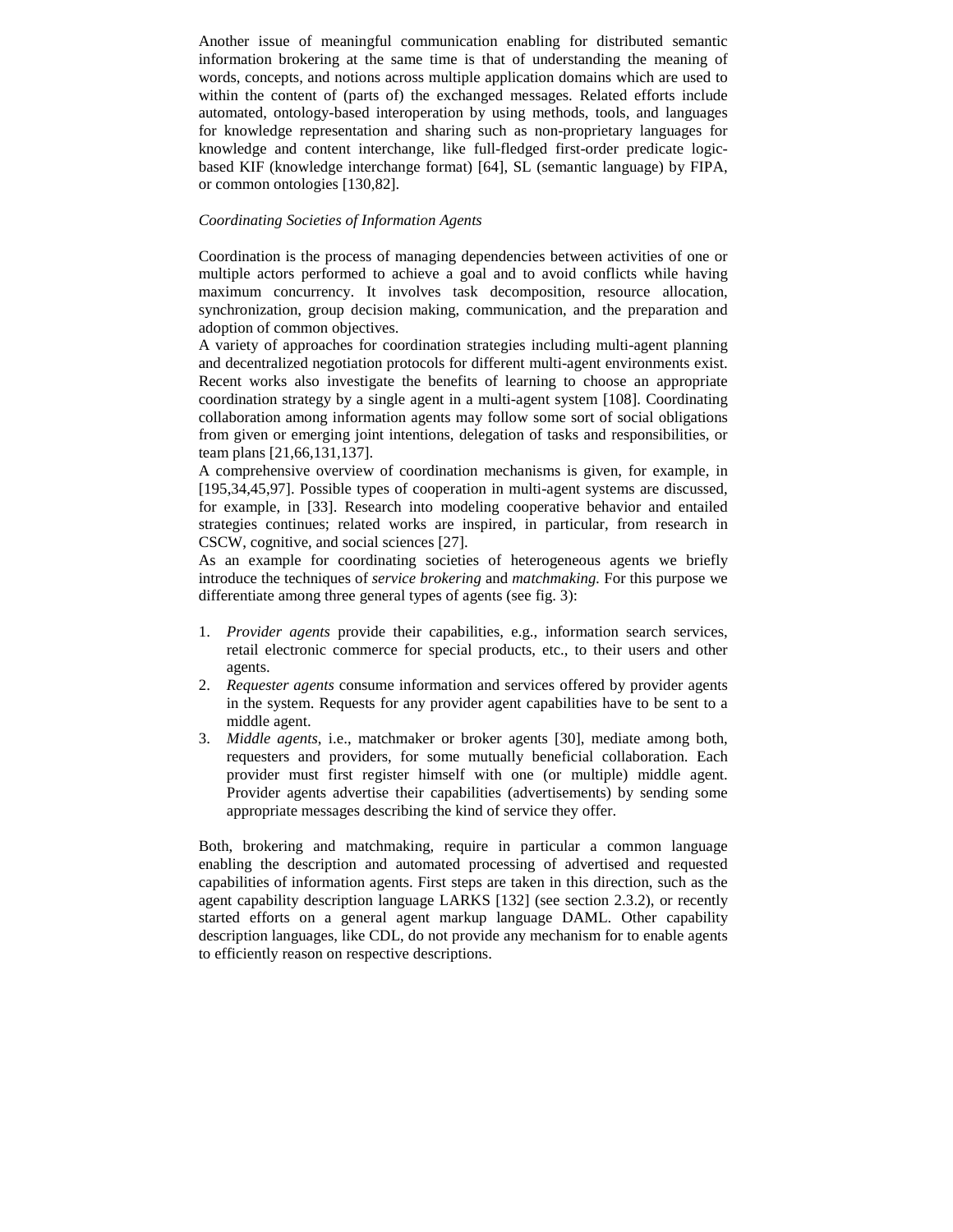Another issue of meaningful communication enabling for distributed semantic information brokering at the same time is that of understanding the meaning of words, concepts, and notions across multiple application domains which are used to within the content of (parts of) the exchanged messages. Related efforts include automated, ontology-based interoperation by using methods, tools, and languages for knowledge representation and sharing such as non-proprietary languages for knowledge and content interchange, like full-fledged first-order predicate logic-based KIF (knowledge interchange format) [64], SL (semantic language) by FIPA, or common ontologies [130,82].

*Coordinating Societies of Information Agents*

Coordination is the process of managing dependencies between activities of one or multiple actors performed to achieve a goal and to avoid conflicts while having maximum concurrency. It involves task decomposition, resource allocation, synchronization, group decision making, communication, and the preparation and adoption of common objectives.
A variety of approaches for coordination strategies including multi-agent planning and decentralized negotiation protocols for different multi-agent environments exist. Recent works also investigate the benefits of learning to choose an appropriate coordination strategy by a single agent in a multi-agent system [108]. Coordinating collaboration among information agents may follow some sort of social obligations from given or emerging joint intentions, delegation of tasks and responsibilities, or team plans [21,66,131,137].
A comprehensive overview of coordination mechanisms is given, for example, in [195,34,45,97]. Possible types of cooperation in multi-agent systems are discussed, for example, in [33]. Research into modeling cooperative behavior and entailed strategies continues; related works are inspired, in particular, from research in CSCW, cognitive, and social sciences [27].
As an example for coordinating societies of heterogeneous agents we briefly introduce the techniques of *service brokering* and *matchmaking.* For this purpose we differentiate among three general types of agents (see fig. 3):

1. *Provider agents* provide their capabilities, e.g., information search services, retail electronic commerce for special products, etc., to their users and other agents.
2. *Requester agents* consume information and services offered by provider agents in the system. Requests for any provider agent capabilities have to be sent to a middle agent.
3. *Middle agents,* i.e., matchmaker or broker agents [30], mediate among both, requesters and providers, for some mutually beneficial collaboration. Each provider must first register himself with one (or multiple) middle agent. Provider agents advertise their capabilities (advertisements) by sending some appropriate messages describing the kind of service they offer.

Both, brokering and matchmaking, require in particular a common language enabling the description and automated processing of advertised and requested capabilities of information agents. First steps are taken in this direction, such as the agent capability description language LARKS [132] (see section 2.3.2), or recently started efforts on a general agent markup language DAML. Other capability description languages, like CDL, do not provide any mechanism for to enable agents to efficiently reason on respective descriptions.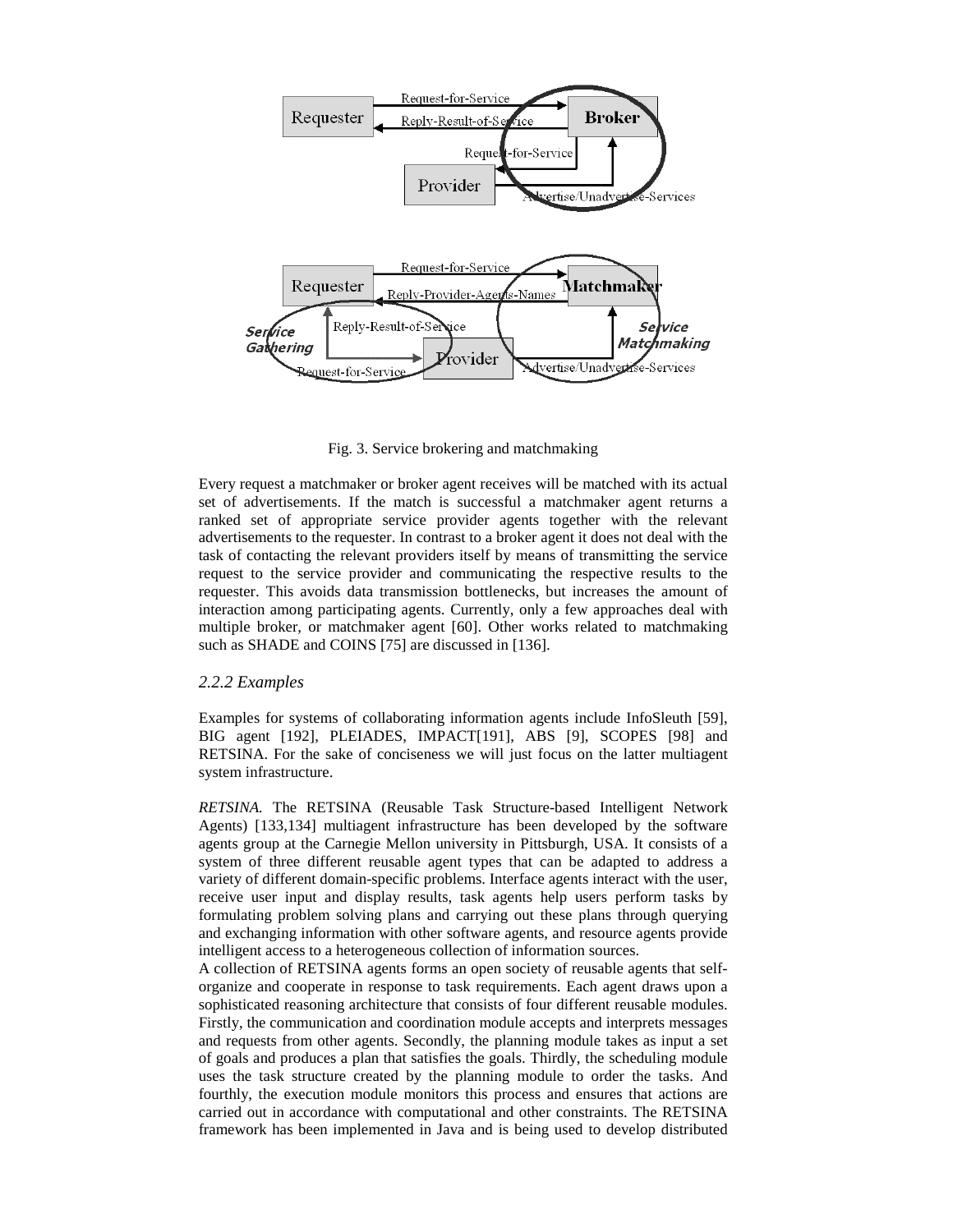Fig. 3. Service brokering and matchmaking

Every request a matchmaker or broker agent receives will be matched with its actual set of advertisements. If the match is successful a matchmaker agent returns a ranked set of appropriate service provider agents together with the relevant advertisements to the requester. In contrast to a broker agent it does not deal with the task of contacting the relevant providers itself by means of transmitting the service request to the service provider and communicating the respective results to the requester. This avoids data transmission bottlenecks, but increases the amount of interaction among participating agents. Currently, only a few approaches deal with multiple broker, or matchmaker agent [60]. Other works related to matchmaking such as SHADE and COINS [75] are discussed in [136].

### *2.2.2 Examples*

Examples for systems of collaborating information agents include InfoSleuth [59], BIG agent [192], PLEIADES, IMPACT[191], ABS [9], SCOPES [98] and RETSINA. For the sake of conciseness we will just focus on the latter multiagent system infrastructure.

*RETSINA.* The RETSINA (Reusable Task Structure-based Intelligent Network Agents) [133,134] multiagent infrastructure has been developed by the software agents group at the Carnegie Mellon university in Pittsburgh, USA. It consists of a system of three different reusable agent types that can be adapted to address a variety of different domain-specific problems. Interface agents interact with the user, receive user input and display results, task agents help users perform tasks by formulating problem solving plans and carrying out these plans through querying and exchanging information with other software agents, and resource agents provide intelligent access to a heterogeneous collection of information sources.
A collection of RETSINA agents forms an open society of reusable agents that self-organize and cooperate in response to task requirements. Each agent draws upon a sophisticated reasoning architecture that consists of four different reusable modules. Firstly, the communication and coordination module accepts and interprets messages and requests from other agents. Secondly, the planning module takes as input a set of goals and produces a plan that satisfies the goals. Thirdly, the scheduling module uses the task structure created by the planning module to order the tasks. And fourthly, the execution module monitors this process and ensures that actions are carried out in accordance with computational and other constraints. The RETSINA framework has been implemented in Java and is being used to develop distributed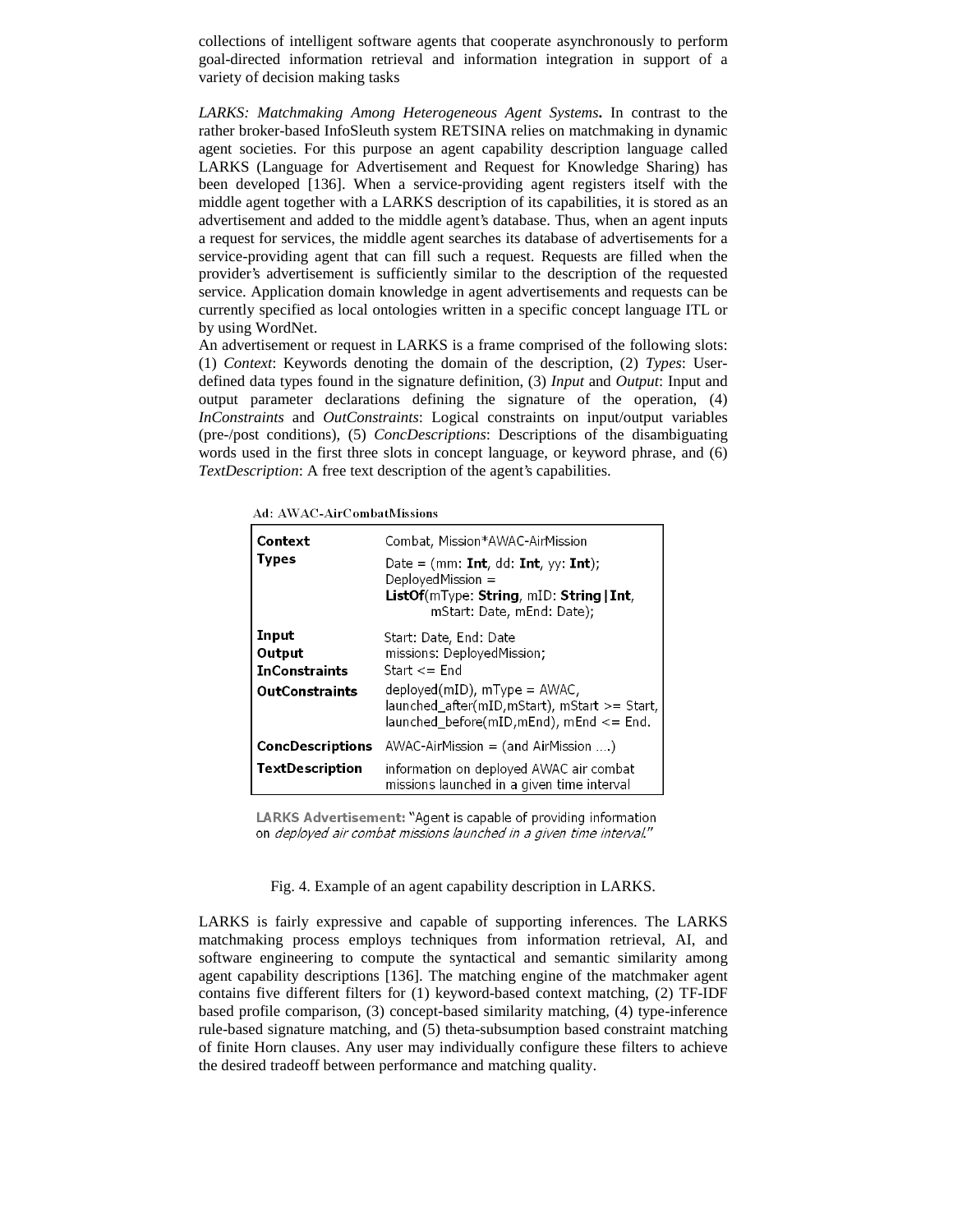collections of intelligent software agents that cooperate asynchronously to perform goal-directed information retrieval and information integration in support of a variety of decision making tasks

*LARKS: Matchmaking Among Heterogeneous Agent Systems***.** In contrast to the rather broker-based InfoSleuth system RETSINA relies on matchmaking in dynamic agent societies. For this purpose an agent capability description language called LARKS (Language for Advertisement and Request for Knowledge Sharing) has been developed [136]. When a service-providing agent registers itself with the middle agent together with a LARKS description of its capabilities, it is stored as an advertisement and added to the middle agent's database. Thus, when an agent inputs a request for services, the middle agent searches its database of advertisements for a service-providing agent that can fill such a request. Requests are filled when the provider's advertisement is sufficiently similar to the description of the requested service. Application domain knowledge in agent advertisements and requests can be currently specified as local ontologies written in a specific concept language ITL or by using WordNet.

An advertisement or request in LARKS is a frame comprised of the following slots: (1) *Context*: Keywords denoting the domain of the description, (2) *Types*: User-defined data types found in the signature definition, (3) *Input* and *Output*: Input and output parameter declarations defining the signature of the operation, (4) *InConstraints* and *OutConstraints*: Logical constraints on input/output variables (pre-/post conditions), (5) *ConcDescriptions*: Descriptions of the disambiguating words used in the first three slots in concept language, or keyword phrase, and (6) *TextDescription*: A free text description of the agent's capabilities.

Ad: AWAC-AirCombatMissions

| | |
|---|---|
| **Context** | Combat, Mission*AWAC-AirMission |
| **Types** | Date = (mm: **Int**, dd: **Int**, yy: **Int**); DeployedMission = **ListOf**(mType: **String**, mID: **String \| Int**, mStart: Date, mEnd: Date); |
| **Input** | Start: Date, End: Date |
| **Output** | missions: DeployedMission; |
| **InConstraints** | Start <= End |
| **OutConstraints** | deployed(mID), mType = AWAC, launched_after(mID,mStart), mStart >= Start, launched_before(mID,mEnd), mEnd <= End. |
| **ConcDescriptions** | AWAC-AirMission = (and AirMission ....) |
| **TextDescription** | information on deployed AWAC air combat missions launched in a given time interval |

**LARKS Advertisement:** "Agent is capable of providing information on *deployed air combat missions launched in a given time interval*."

Fig. 4. Example of an agent capability description in LARKS.

LARKS is fairly expressive and capable of supporting inferences. The LARKS matchmaking process employs techniques from information retrieval, AI, and software engineering to compute the syntactical and semantic similarity among agent capability descriptions [136]. The matching engine of the matchmaker agent contains five different filters for (1) keyword-based context matching, (2) TF-IDF based profile comparison, (3) concept-based similarity matching, (4) type-inference rule-based signature matching, and (5) theta-subsumption based constraint matching of finite Horn clauses. Any user may individually configure these filters to achieve the desired tradeoff between performance and matching quality.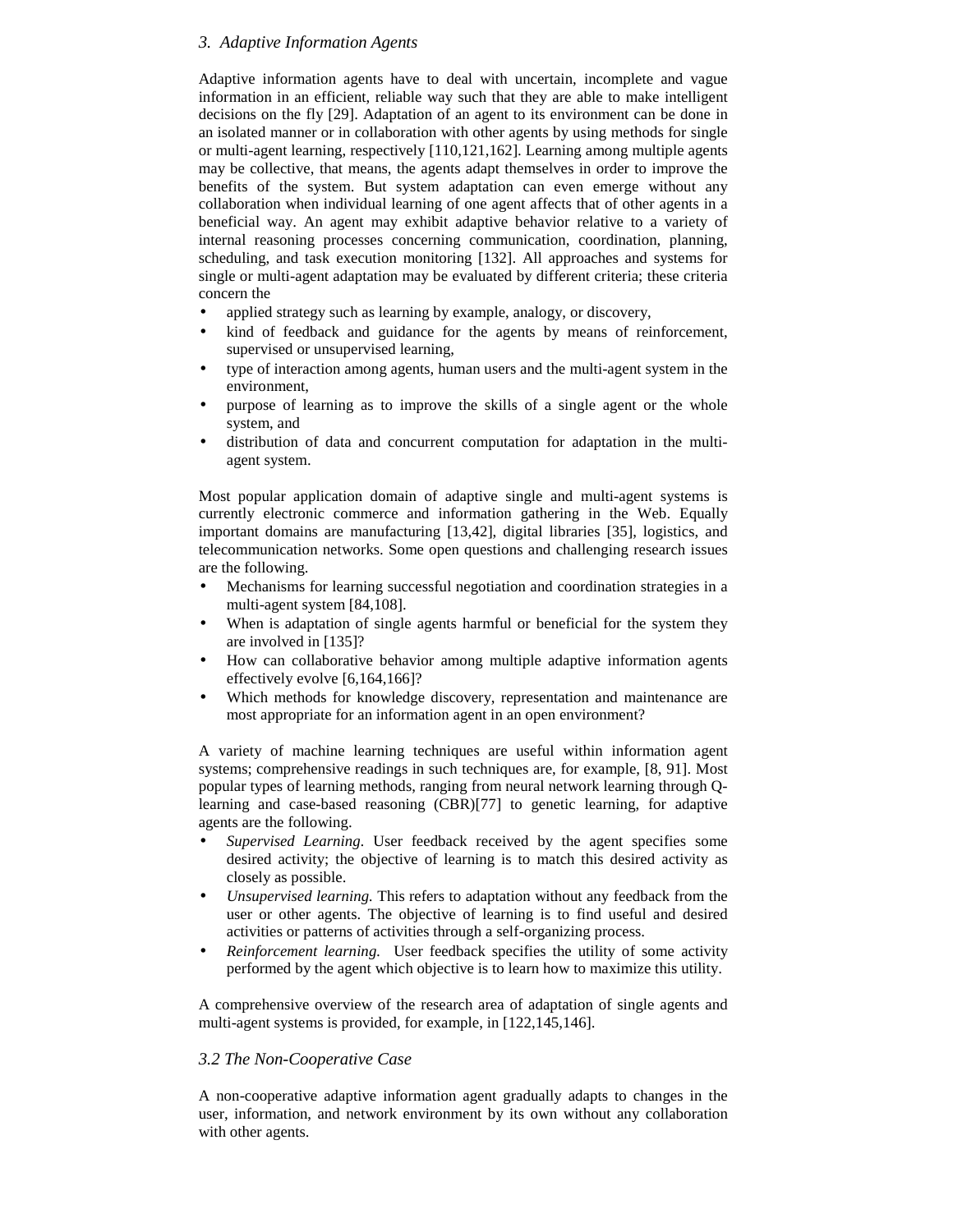### *3. Adaptive Information Agents*

Adaptive information agents have to deal with uncertain, incomplete and vague information in an efficient, reliable way such that they are able to make intelligent decisions on the fly [29]. Adaptation of an agent to its environment can be done in an isolated manner or in collaboration with other agents by using methods for single or multi-agent learning, respectively [110,121,162]. Learning among multiple agents may be collective, that means, the agents adapt themselves in order to improve the benefits of the system. But system adaptation can even emerge without any collaboration when individual learning of one agent affects that of other agents in a beneficial way. An agent may exhibit adaptive behavior relative to a variety of internal reasoning processes concerning communication, coordination, planning, scheduling, and task execution monitoring [132]. All approaches and systems for single or multi-agent adaptation may be evaluated by different criteria; these criteria concern the

- applied strategy such as learning by example, analogy, or discovery,
- kind of feedback and guidance for the agents by means of reinforcement, supervised or unsupervised learning,
- type of interaction among agents, human users and the multi-agent system in the environment,
- purpose of learning as to improve the skills of a single agent or the whole system, and
- distribution of data and concurrent computation for adaptation in the multi-agent system.

Most popular application domain of adaptive single and multi-agent systems is currently electronic commerce and information gathering in the Web. Equally important domains are manufacturing [13,42], digital libraries [35], logistics, and telecommunication networks. Some open questions and challenging research issues are the following.

- Mechanisms for learning successful negotiation and coordination strategies in a multi-agent system [84,108].
- When is adaptation of single agents harmful or beneficial for the system they are involved in [135]?
- How can collaborative behavior among multiple adaptive information agents effectively evolve [6,164,166]?
- Which methods for knowledge discovery, representation and maintenance are most appropriate for an information agent in an open environment?

A variety of machine learning techniques are useful within information agent systems; comprehensive readings in such techniques are, for example, [8, 91]. Most popular types of learning methods, ranging from neural network learning through Q-learning and case-based reasoning (CBR)[77] to genetic learning, for adaptive agents are the following.

- *Supervised Learning.* User feedback received by the agent specifies some desired activity; the objective of learning is to match this desired activity as closely as possible.
- *Unsupervised learning.* This refers to adaptation without any feedback from the user or other agents. The objective of learning is to find useful and desired activities or patterns of activities through a self-organizing process.
- *Reinforcement learning.* User feedback specifies the utility of some activity performed by the agent which objective is to learn how to maximize this utility.

A comprehensive overview of the research area of adaptation of single agents and multi-agent systems is provided, for example, in [122,145,146].

### *3.2 The Non-Cooperative Case*

A non-cooperative adaptive information agent gradually adapts to changes in the user, information, and network environment by its own without any collaboration with other agents.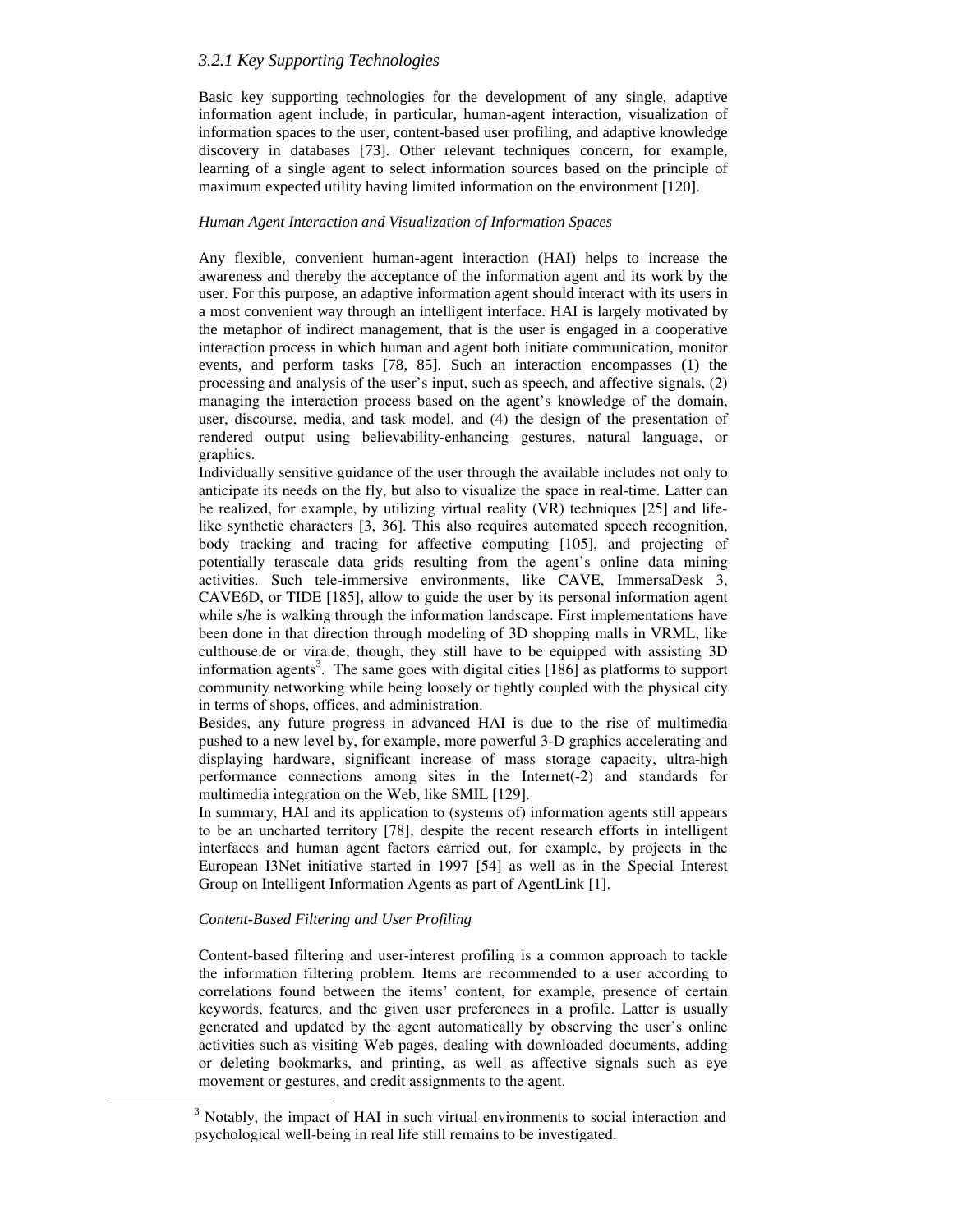### *3.2.1 Key Supporting Technologies*

Basic key supporting technologies for the development of any single, adaptive information agent include, in particular, human-agent interaction, visualization of information spaces to the user, content-based user profiling, and adaptive knowledge discovery in databases [73]. Other relevant techniques concern, for example, learning of a single agent to select information sources based on the principle of maximum expected utility having limited information on the environment [120].

*Human Agent Interaction and Visualization of Information Spaces*

Any flexible, convenient human-agent interaction (HAI) helps to increase the awareness and thereby the acceptance of the information agent and its work by the user. For this purpose, an adaptive information agent should interact with its users in a most convenient way through an intelligent interface. HAI is largely motivated by the metaphor of indirect management, that is the user is engaged in a cooperative interaction process in which human and agent both initiate communication, monitor events, and perform tasks [78, 85]. Such an interaction encompasses (1) the processing and analysis of the user's input, such as speech, and affective signals, (2) managing the interaction process based on the agent's knowledge of the domain, user, discourse, media, and task model, and (4) the design of the presentation of rendered output using believability-enhancing gestures, natural language, or graphics.

Individually sensitive guidance of the user through the available includes not only to anticipate its needs on the fly, but also to visualize the space in real-time. Latter can be realized, for example, by utilizing virtual reality (VR) techniques [25] and life-like synthetic characters [3, 36]. This also requires automated speech recognition, body tracking and tracing for affective computing [105], and projecting of potentially terascale data grids resulting from the agent's online data mining activities. Such tele-immersive environments, like CAVE, ImmersaDesk 3, CAVE6D, or TIDE [185], allow to guide the user by its personal information agent while s/he is walking through the information landscape. First implementations have been done in that direction through modeling of 3D shopping malls in VRML, like culthouse.de or vira.de, though, they still have to be equipped with assisting 3D information agents[3]. The same goes with digital cities [186] as platforms to support community networking while being loosely or tightly coupled with the physical city in terms of shops, offices, and administration.

Besides, any future progress in advanced HAI is due to the rise of multimedia pushed to a new level by, for example, more powerful 3-D graphics accelerating and displaying hardware, significant increase of mass storage capacity, ultra-high performance connections among sites in the Internet(-2) and standards for multimedia integration on the Web, like SMIL [129].

In summary, HAI and its application to (systems of) information agents still appears to be an uncharted territory [78], despite the recent research efforts in intelligent interfaces and human agent factors carried out, for example, by projects in the European I3Net initiative started in 1997 [54] as well as in the Special Interest Group on Intelligent Information Agents as part of AgentLink [1].

*Content-Based Filtering and User Profiling*

Content-based filtering and user-interest profiling is a common approach to tackle the information filtering problem. Items are recommended to a user according to correlations found between the items' content, for example, presence of certain keywords, features, and the given user preferences in a profile. Latter is usually generated and updated by the agent automatically by observing the user's online activities such as visiting Web pages, dealing with downloaded documents, adding or deleting bookmarks, and printing, as well as affective signals such as eye movement or gestures, and credit assignments to the agent.

[3] Notably, the impact of HAI in such virtual environments to social interaction and psychological well-being in real life still remains to be investigated.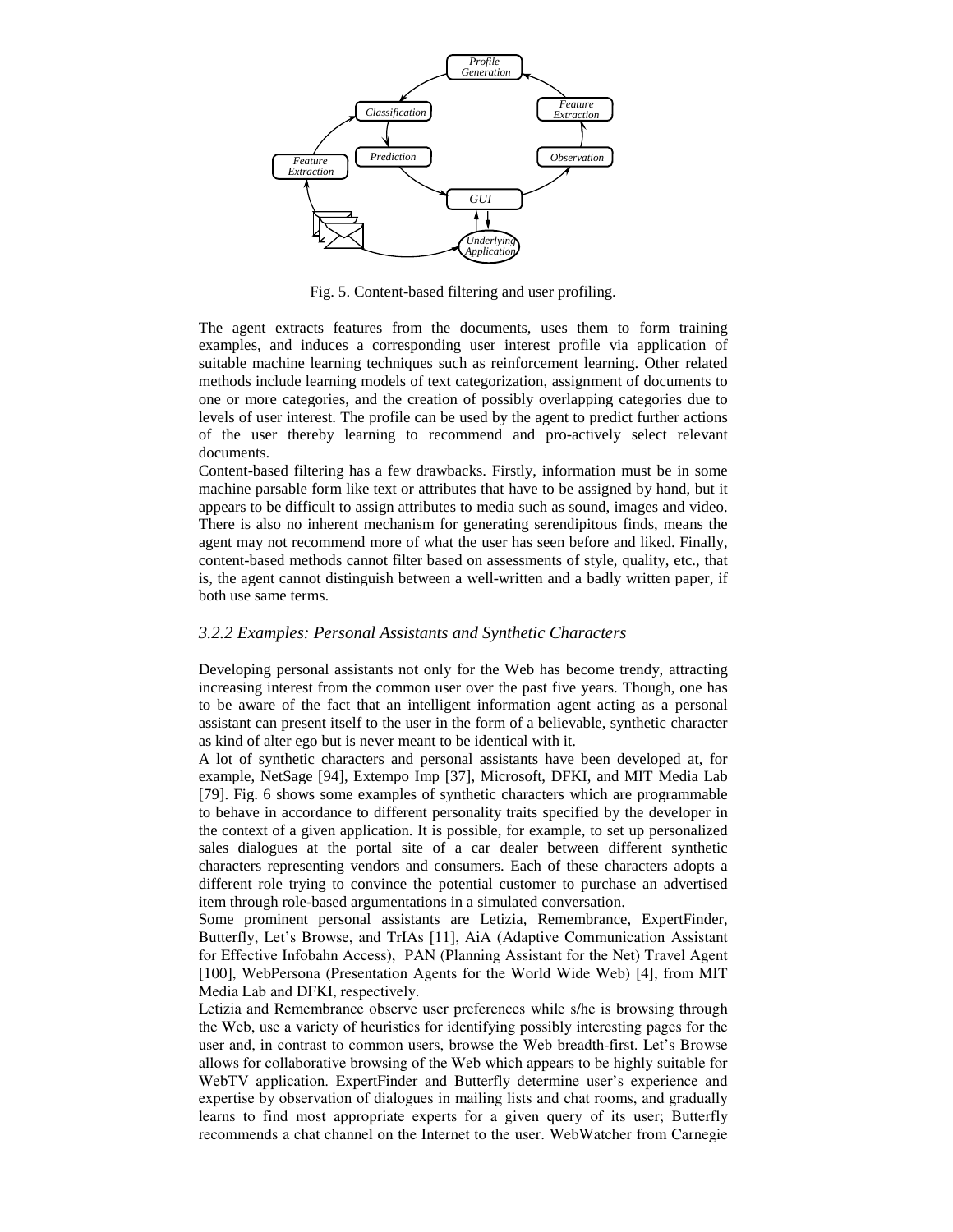Fig. 5. Content-based filtering and user profiling.

The agent extracts features from the documents, uses them to form training examples, and induces a corresponding user interest profile via application of suitable machine learning techniques such as reinforcement learning. Other related methods include learning models of text categorization, assignment of documents to one or more categories, and the creation of possibly overlapping categories due to levels of user interest. The profile can be used by the agent to predict further actions of the user thereby learning to recommend and pro-actively select relevant documents.

Content-based filtering has a few drawbacks. Firstly, information must be in some machine parsable form like text or attributes that have to be assigned by hand, but it appears to be difficult to assign attributes to media such as sound, images and video. There is also no inherent mechanism for generating serendipitous finds, means the agent may not recommend more of what the user has seen before and liked. Finally, content-based methods cannot filter based on assessments of style, quality, etc., that is, the agent cannot distinguish between a well-written and a badly written paper, if both use same terms.

### *3.2.2 Examples: Personal Assistants and Synthetic Characters*

Developing personal assistants not only for the Web has become trendy, attracting increasing interest from the common user over the past five years. Though, one has to be aware of the fact that an intelligent information agent acting as a personal assistant can present itself to the user in the form of a believable, synthetic character as kind of alter ego but is never meant to be identical with it.

A lot of synthetic characters and personal assistants have been developed at, for example, NetSage [94], Extempo Imp [37], Microsoft, DFKI, and MIT Media Lab [79]. Fig. 6 shows some examples of synthetic characters which are programmable to behave in accordance to different personality traits specified by the developer in the context of a given application. It is possible, for example, to set up personalized sales dialogues at the portal site of a car dealer between different synthetic characters representing vendors and consumers. Each of these characters adopts a different role trying to convince the potential customer to purchase an advertised item through role-based argumentations in a simulated conversation.

Some prominent personal assistants are Letizia, Remembrance, ExpertFinder, Butterfly, Let's Browse, and TrIAs [11], AiA (Adaptive Communication Assistant for Effective Infobahn Access), PAN (Planning Assistant for the Net) Travel Agent [100], WebPersona (Presentation Agents for the World Wide Web) [4], from MIT Media Lab and DFKI, respectively.

Letizia and Remembrance observe user preferences while s/he is browsing through the Web, use a variety of heuristics for identifying possibly interesting pages for the user and, in contrast to common users, browse the Web breadth-first. Let's Browse allows for collaborative browsing of the Web which appears to be highly suitable for WebTV application. ExpertFinder and Butterfly determine user's experience and expertise by observation of dialogues in mailing lists and chat rooms, and gradually learns to find most appropriate experts for a given query of its user; Butterfly recommends a chat channel on the Internet to the user. WebWatcher from Carnegie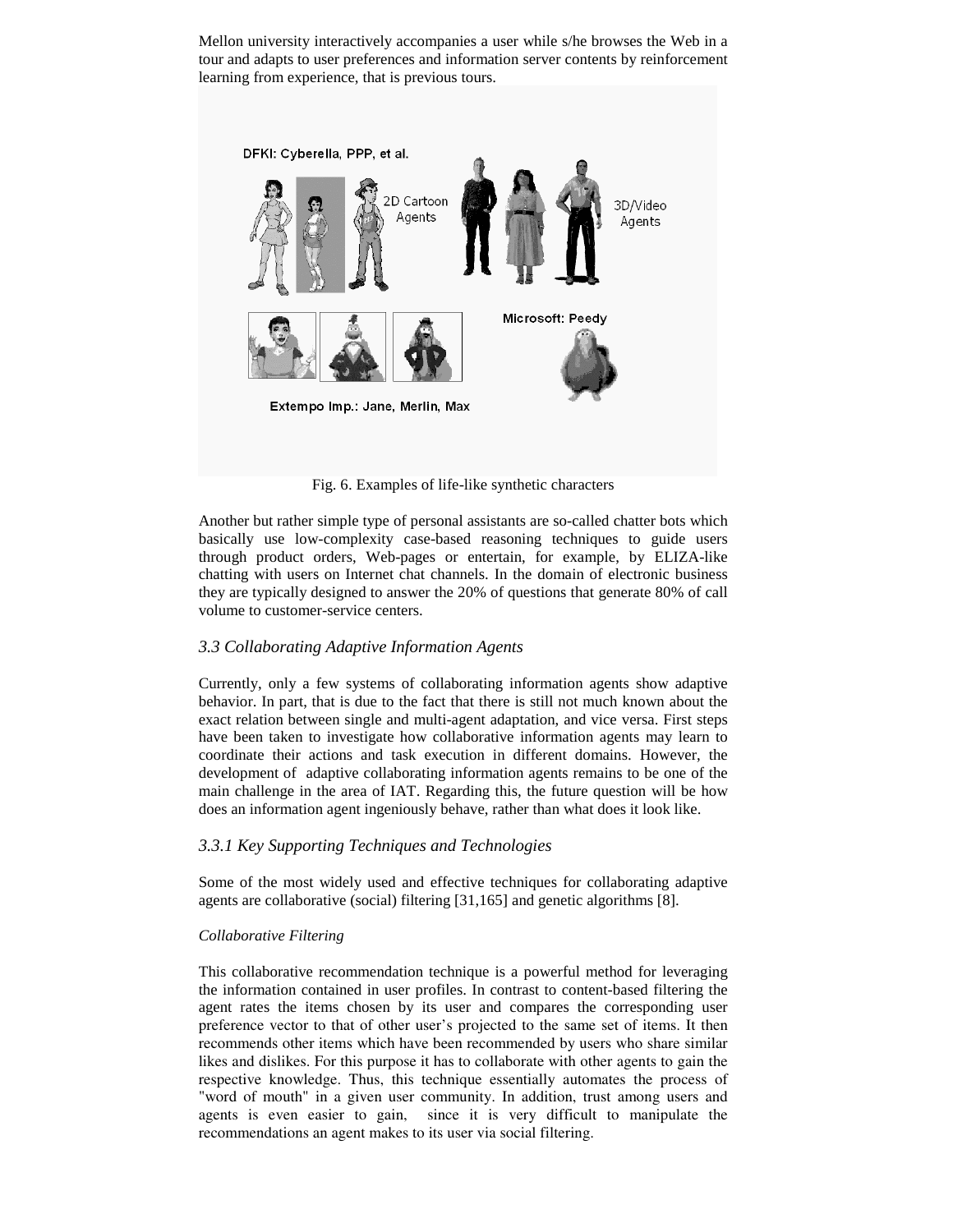Mellon university interactively accompanies a user while s/he browses the Web in a tour and adapts to user preferences and information server contents by reinforcement learning from experience, that is previous tours.

Fig. 6. Examples of life-like synthetic characters

Another but rather simple type of personal assistants are so-called chatter bots which basically use low-complexity case-based reasoning techniques to guide users through product orders, Web-pages or entertain, for example, by ELIZA-like chatting with users on Internet chat channels. In the domain of electronic business they are typically designed to answer the 20% of questions that generate 80% of call volume to customer-service centers.

### *3.3 Collaborating Adaptive Information Agents*

Currently, only a few systems of collaborating information agents show adaptive behavior. In part, that is due to the fact that there is still not much known about the exact relation between single and multi-agent adaptation, and vice versa. First steps have been taken to investigate how collaborative information agents may learn to coordinate their actions and task execution in different domains. However, the development of adaptive collaborating information agents remains to be one of the main challenge in the area of IAT. Regarding this, the future question will be how does an information agent ingeniously behave, rather than what does it look like.

#### *3.3.1 Key Supporting Techniques and Technologies*

Some of the most widely used and effective techniques for collaborating adaptive agents are collaborative (social) filtering [31,165] and genetic algorithms [8].

*Collaborative Filtering*

This collaborative recommendation technique is a powerful method for leveraging the information contained in user profiles. In contrast to content-based filtering the agent rates the items chosen by its user and compares the corresponding user preference vector to that of other user's projected to the same set of items. It then recommends other items which have been recommended by users who share similar likes and dislikes. For this purpose it has to collaborate with other agents to gain the respective knowledge. Thus, this technique essentially automates the process of "word of mouth" in a given user community. In addition, trust among users and agents is even easier to gain, since it is very difficult to manipulate the recommendations an agent makes to its user via social filtering.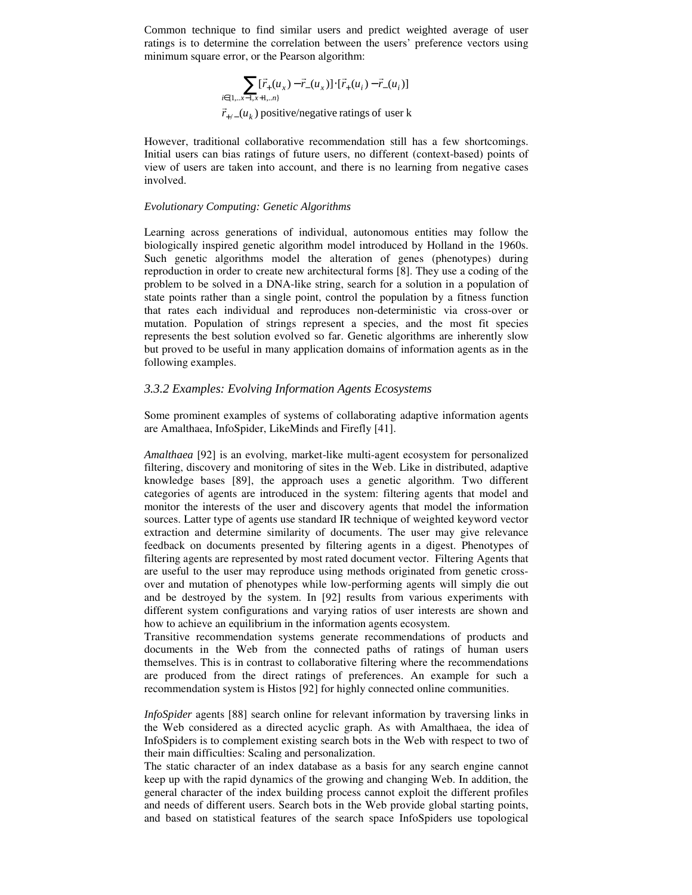Common technique to find similar users and predict weighted average of user ratings is to determine the correlation between the users' preference vectors using minimum square error, or the Pearson algorithm:

$$\sum_{i \in \{1,..x-1,x+1,..n\}} [\vec{r}_+(u_x) - \vec{r}_-(u_x)] \cdot [\vec{r}_+(u_i) - \vec{r}_-(u_i)]$$

$$\vec{r}_{+/-}(u_k) \text{ positive/negative ratings of user k}$$

However, traditional collaborative recommendation still has a few shortcomings. Initial users can bias ratings of future users, no different (context-based) points of view of users are taken into account, and there is no learning from negative cases involved.

*Evolutionary Computing: Genetic Algorithms*

Learning across generations of individual, autonomous entities may follow the biologically inspired genetic algorithm model introduced by Holland in the 1960s. Such genetic algorithms model the alteration of genes (phenotypes) during reproduction in order to create new architectural forms [8]. They use a coding of the problem to be solved in a DNA-like string, search for a solution in a population of state points rather than a single point, control the population by a fitness function that rates each individual and reproduces non-deterministic via cross-over or mutation. Population of strings represent a species, and the most fit species represents the best solution evolved so far. Genetic algorithms are inherently slow but proved to be useful in many application domains of information agents as in the following examples.

### *3.3.2 Examples: Evolving Information Agents Ecosystems*

Some prominent examples of systems of collaborating adaptive information agents are Amalthaea, InfoSpider, LikeMinds and Firefly [41].

*Amalthaea* [92] is an evolving, market-like multi-agent ecosystem for personalized filtering, discovery and monitoring of sites in the Web. Like in distributed, adaptive knowledge bases [89], the approach uses a genetic algorithm. Two different categories of agents are introduced in the system: filtering agents that model and monitor the interests of the user and discovery agents that model the information sources. Latter type of agents use standard IR technique of weighted keyword vector extraction and determine similarity of documents. The user may give relevance feedback on documents presented by filtering agents in a digest. Phenotypes of filtering agents are represented by most rated document vector. Filtering Agents that are useful to the user may reproduce using methods originated from genetic cross-over and mutation of phenotypes while low-performing agents will simply die out and be destroyed by the system. In [92] results from various experiments with different system configurations and varying ratios of user interests are shown and how to achieve an equilibrium in the information agents ecosystem.
Transitive recommendation systems generate recommendations of products and documents in the Web from the connected paths of ratings of human users themselves. This is in contrast to collaborative filtering where the recommendations are produced from the direct ratings of preferences. An example for such a recommendation system is Histos [92] for highly connected online communities.

*InfoSpider* agents [88] search online for relevant information by traversing links in the Web considered as a directed acyclic graph. As with Amalthaea, the idea of InfoSpiders is to complement existing search bots in the Web with respect to two of their main difficulties: Scaling and personalization.
The static character of an index database as a basis for any search engine cannot keep up with the rapid dynamics of the growing and changing Web. In addition, the general character of the index building process cannot exploit the different profiles and needs of different users. Search bots in the Web provide global starting points, and based on statistical features of the search space InfoSpiders use topological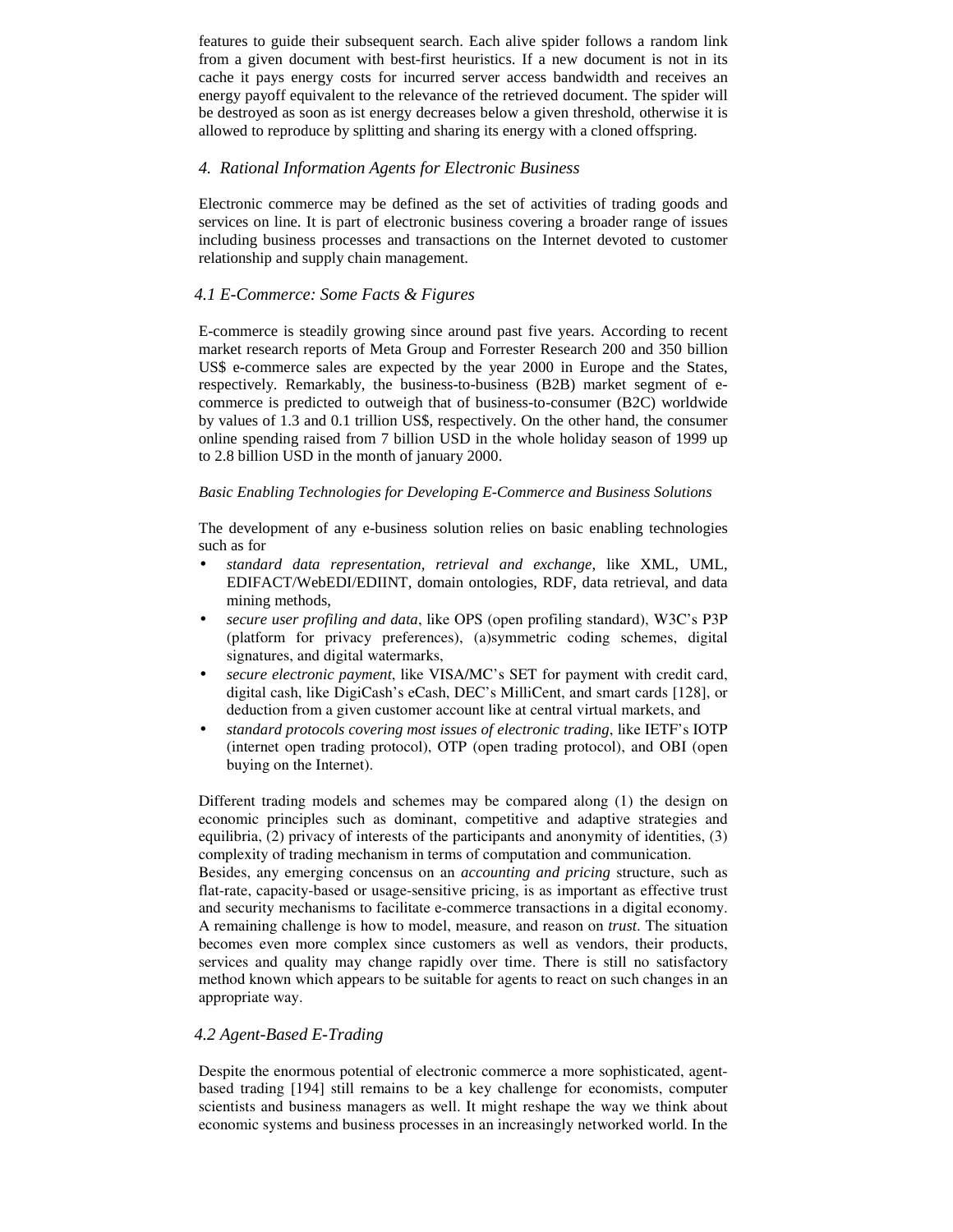features to guide their subsequent search. Each alive spider follows a random link from a given document with best-first heuristics. If a new document is not in its cache it pays energy costs for incurred server access bandwidth and receives an energy payoff equivalent to the relevance of the retrieved document. The spider will be destroyed as soon as ist energy decreases below a given threshold, otherwise it is allowed to reproduce by splitting and sharing its energy with a cloned offspring.

## *4. Rational Information Agents for Electronic Business*

Electronic commerce may be defined as the set of activities of trading goods and services on line. It is part of electronic business covering a broader range of issues including business processes and transactions on the Internet devoted to customer relationship and supply chain management.

### *4.1 E-Commerce: Some Facts & Figures*

E-commerce is steadily growing since around past five years. According to recent market research reports of Meta Group and Forrester Research 200 and 350 billion US$ e-commerce sales are expected by the year 2000 in Europe and the States, respectively. Remarkably, the business-to-business (B2B) market segment of e-commerce is predicted to outweigh that of business-to-consumer (B2C) worldwide by values of 1.3 and 0.1 trillion US$, respectively. On the other hand, the consumer online spending raised from 7 billion USD in the whole holiday season of 1999 up to 2.8 billion USD in the month of january 2000.

*Basic Enabling Technologies for Developing E-Commerce and Business Solutions*

The development of any e-business solution relies on basic enabling technologies such as for

- *standard data representation, retrieval and exchange*, like XML, UML, EDIFACT/WebEDI/EDIINT, domain ontologies, RDF, data retrieval, and data mining methods,
- *secure user profiling and data*, like OPS (open profiling standard), W3C's P3P (platform for privacy preferences), (a)symmetric coding schemes, digital signatures, and digital watermarks,
- *secure electronic payment*, like VISA/MC's SET for payment with credit card, digital cash, like DigiCash's eCash, DEC's MilliCent, and smart cards [128], or deduction from a given customer account like at central virtual markets, and
- *standard protocols covering most issues of electronic trading*, like IETF's IOTP (internet open trading protocol), OTP (open trading protocol), and OBI (open buying on the Internet).

Different trading models and schemes may be compared along (1) the design on economic principles such as dominant, competitive and adaptive strategies and equilibria, (2) privacy of interests of the participants and anonymity of identities, (3) complexity of trading mechanism in terms of computation and communication.
Besides, any emerging concensus on an *accounting and pricing* structure, such as flat-rate, capacity-based or usage-sensitive pricing, is as important as effective trust and security mechanisms to facilitate e-commerce transactions in a digital economy. A remaining challenge is how to model, measure, and reason on *trust*. The situation becomes even more complex since customers as well as vendors, their products, services and quality may change rapidly over time. There is still no satisfactory method known which appears to be suitable for agents to react on such changes in an appropriate way.

### *4.2 Agent-Based E-Trading*

Despite the enormous potential of electronic commerce a more sophisticated, agent-based trading [194] still remains to be a key challenge for economists, computer scientists and business managers as well. It might reshape the way we think about economic systems and business processes in an increasingly networked world. In the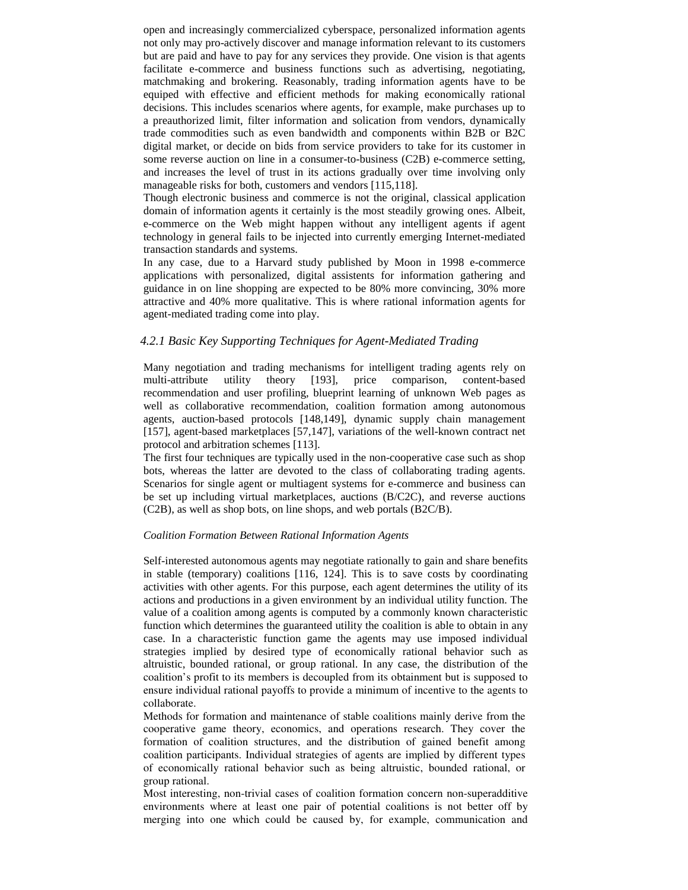open and increasingly commercialized cyberspace, personalized information agents not only may pro-actively discover and manage information relevant to its customers but are paid and have to pay for any services they provide. One vision is that agents facilitate e-commerce and business functions such as advertising, negotiating, matchmaking and brokering. Reasonably, trading information agents have to be equiped with effective and efficient methods for making economically rational decisions. This includes scenarios where agents, for example, make purchases up to a preauthorized limit, filter information and solication from vendors, dynamically trade commodities such as even bandwidth and components within B2B or B2C digital market, or decide on bids from service providers to take for its customer in some reverse auction on line in a consumer-to-business (C2B) e-commerce setting, and increases the level of trust in its actions gradually over time involving only manageable risks for both, customers and vendors [115,118].

Though electronic business and commerce is not the original, classical application domain of information agents it certainly is the most steadily growing ones. Albeit, e-commerce on the Web might happen without any intelligent agents if agent technology in general fails to be injected into currently emerging Internet-mediated transaction standards and systems.

In any case, due to a Harvard study published by Moon in 1998 e-commerce applications with personalized, digital assistents for information gathering and guidance in on line shopping are expected to be 80% more convincing, 30% more attractive and 40% more qualitative. This is where rational information agents for agent-mediated trading come into play.

### *4.2.1 Basic Key Supporting Techniques for Agent-Mediated Trading*

Many negotiation and trading mechanisms for intelligent trading agents rely on multi-attribute utility theory [193], price comparison, content-based recommendation and user profiling, blueprint learning of unknown Web pages as well as collaborative recommendation, coalition formation among autonomous agents, auction-based protocols [148,149], dynamic supply chain management [157], agent-based marketplaces [57,147], variations of the well-known contract net protocol and arbitration schemes [113].

The first four techniques are typically used in the non-cooperative case such as shop bots, whereas the latter are devoted to the class of collaborating trading agents. Scenarios for single agent or multiagent systems for e-commerce and business can be set up including virtual marketplaces, auctions (B/C2C), and reverse auctions (C2B), as well as shop bots, on line shops, and web portals (B2C/B).

*Coalition Formation Between Rational Information Agents*

Self-interested autonomous agents may negotiate rationally to gain and share benefits in stable (temporary) coalitions [116, 124]. This is to save costs by coordinating activities with other agents. For this purpose, each agent determines the utility of its actions and productions in a given environment by an individual utility function. The value of a coalition among agents is computed by a commonly known characteristic function which determines the guaranteed utility the coalition is able to obtain in any case. In a characteristic function game the agents may use imposed individual strategies implied by desired type of economically rational behavior such as altruistic, bounded rational, or group rational. In any case, the distribution of the coalition's profit to its members is decoupled from its obtainment but is supposed to ensure individual rational payoffs to provide a minimum of incentive to the agents to collaborate.

Methods for formation and maintenance of stable coalitions mainly derive from the cooperative game theory, economics, and operations research. They cover the formation of coalition structures, and the distribution of gained benefit among coalition participants. Individual strategies of agents are implied by different types of economically rational behavior such as being altruistic, bounded rational, or group rational.

Most interesting, non-trivial cases of coalition formation concern non-superadditive environments where at least one pair of potential coalitions is not better off by merging into one which could be caused by, for example, communication and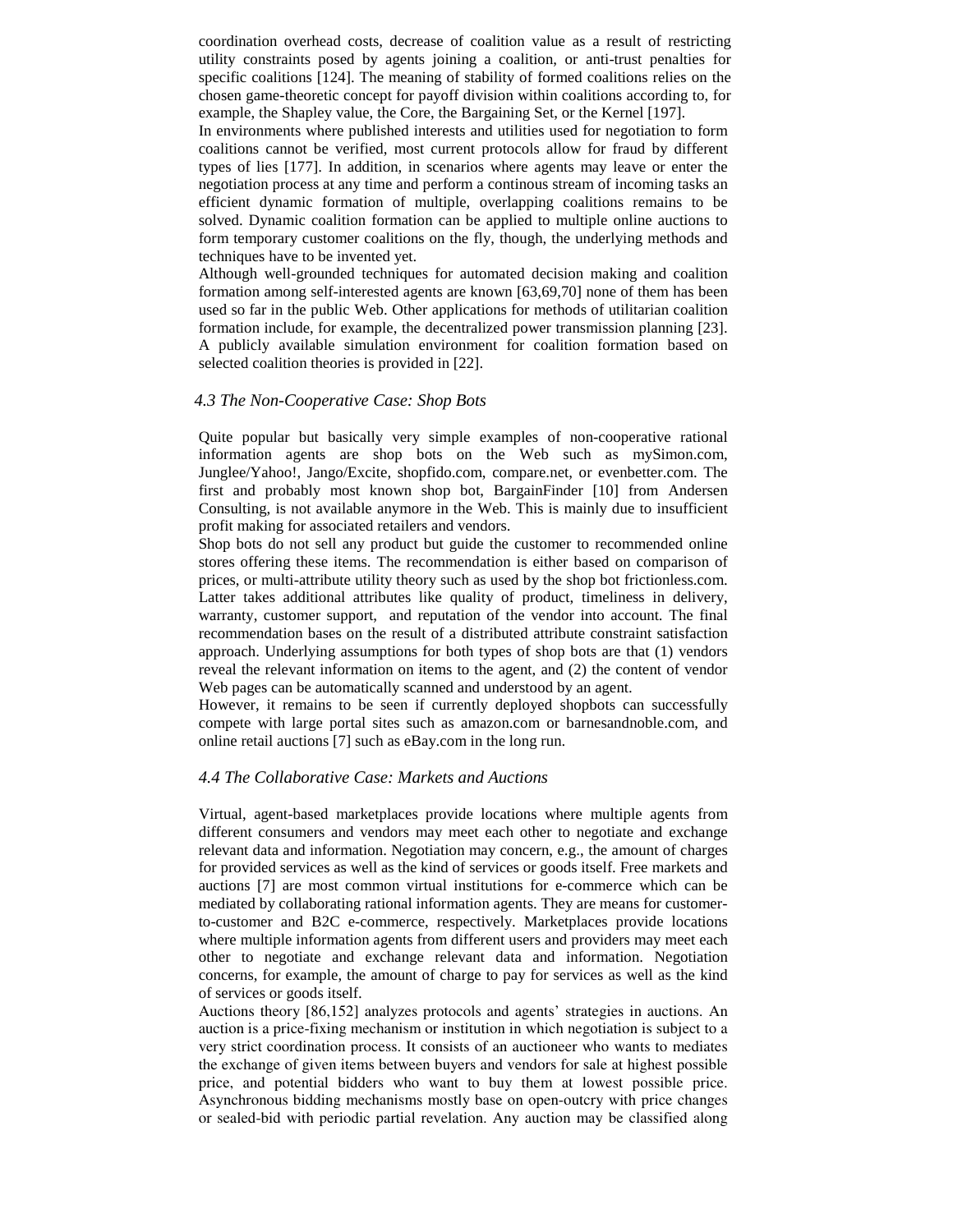coordination overhead costs, decrease of coalition value as a result of restricting utility constraints posed by agents joining a coalition, or anti-trust penalties for specific coalitions [124]. The meaning of stability of formed coalitions relies on the chosen game-theoretic concept for payoff division within coalitions according to, for example, the Shapley value, the Core, the Bargaining Set, or the Kernel [197].

In environments where published interests and utilities used for negotiation to form coalitions cannot be verified, most current protocols allow for fraud by different types of lies [177]. In addition, in scenarios where agents may leave or enter the negotiation process at any time and perform a continous stream of incoming tasks an efficient dynamic formation of multiple, overlapping coalitions remains to be solved. Dynamic coalition formation can be applied to multiple online auctions to form temporary customer coalitions on the fly, though, the underlying methods and techniques have to be invented yet.

Although well-grounded techniques for automated decision making and coalition formation among self-interested agents are known [63,69,70] none of them has been used so far in the public Web. Other applications for methods of utilitarian coalition formation include, for example, the decentralized power transmission planning [23]. A publicly available simulation environment for coalition formation based on selected coalition theories is provided in [22].

### *4.3 The Non-Cooperative Case: Shop Bots*

Quite popular but basically very simple examples of non-cooperative rational information agents are shop bots on the Web such as mySimon.com, Junglee/Yahoo!, Jango/Excite, shopfido.com, compare.net, or evenbetter.com. The first and probably most known shop bot, BargainFinder [10] from Andersen Consulting, is not available anymore in the Web. This is mainly due to insufficient profit making for associated retailers and vendors.

Shop bots do not sell any product but guide the customer to recommended online stores offering these items. The recommendation is either based on comparison of prices, or multi-attribute utility theory such as used by the shop bot frictionless.com. Latter takes additional attributes like quality of product, timeliness in delivery, warranty, customer support, and reputation of the vendor into account. The final recommendation bases on the result of a distributed attribute constraint satisfaction approach. Underlying assumptions for both types of shop bots are that (1) vendors reveal the relevant information on items to the agent, and (2) the content of vendor Web pages can be automatically scanned and understood by an agent.

However, it remains to be seen if currently deployed shopbots can successfully compete with large portal sites such as amazon.com or barnesandnoble.com, and online retail auctions [7] such as eBay.com in the long run.

### *4.4 The Collaborative Case: Markets and Auctions*

Virtual, agent-based marketplaces provide locations where multiple agents from different consumers and vendors may meet each other to negotiate and exchange relevant data and information. Negotiation may concern, e.g., the amount of charges for provided services as well as the kind of services or goods itself. Free markets and auctions [7] are most common virtual institutions for e-commerce which can be mediated by collaborating rational information agents. They are means for customer-to-customer and B2C e-commerce, respectively. Marketplaces provide locations where multiple information agents from different users and providers may meet each other to negotiate and exchange relevant data and information. Negotiation concerns, for example, the amount of charge to pay for services as well as the kind of services or goods itself.

Auctions theory [86,152] analyzes protocols and agents' strategies in auctions. An auction is a price-fixing mechanism or institution in which negotiation is subject to a very strict coordination process. It consists of an auctioneer who wants to mediates the exchange of given items between buyers and vendors for sale at highest possible price, and potential bidders who want to buy them at lowest possible price. Asynchronous bidding mechanisms mostly base on open-outcry with price changes or sealed-bid with periodic partial revelation. Any auction may be classified along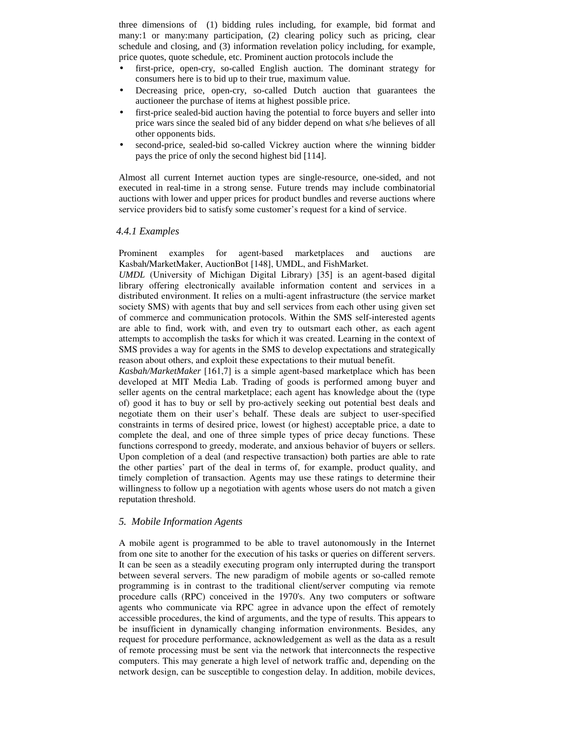three dimensions of (1) bidding rules including, for example, bid format and many:1 or many:many participation, (2) clearing policy such as pricing, clear schedule and closing, and (3) information revelation policy including, for example, price quotes, quote schedule, etc. Prominent auction protocols include the

- first-price, open-cry, so-called English auction. The dominant strategy for consumers here is to bid up to their true, maximum value.
- Decreasing price, open-cry, so-called Dutch auction that guarantees the auctioneer the purchase of items at highest possible price.
- first-price sealed-bid auction having the potential to force buyers and seller into price wars since the sealed bid of any bidder depend on what s/he believes of all other opponents bids.
- second-price, sealed-bid so-called Vickrey auction where the winning bidder pays the price of only the second highest bid [114].

Almost all current Internet auction types are single-resource, one-sided, and not executed in real-time in a strong sense. Future trends may include combinatorial auctions with lower and upper prices for product bundles and reverse auctions where service providers bid to satisfy some customer's request for a kind of service.

### 4.4.1 Examples

Prominent examples for agent-based marketplaces and auctions are Kasbah/MarketMaker, AuctionBot [148], UMDL, and FishMarket.

*UMDL* (University of Michigan Digital Library) [35] is an agent-based digital library offering electronically available information content and services in a distributed environment. It relies on a multi-agent infrastructure (the service market society SMS) with agents that buy and sell services from each other using given set of commerce and communication protocols. Within the SMS self-interested agents are able to find, work with, and even try to outsmart each other, as each agent attempts to accomplish the tasks for which it was created. Learning in the context of SMS provides a way for agents in the SMS to develop expectations and strategically reason about others, and exploit these expectations to their mutual benefit.

*Kasbah/MarketMaker* [161,7] is a simple agent-based marketplace which has been developed at MIT Media Lab. Trading of goods is performed among buyer and seller agents on the central marketplace; each agent has knowledge about the (type of) good it has to buy or sell by pro-actively seeking out potential best deals and negotiate them on their user's behalf. These deals are subject to user-specified constraints in terms of desired price, lowest (or highest) acceptable price, a date to complete the deal, and one of three simple types of price decay functions. These functions correspond to greedy, moderate, and anxious behavior of buyers or sellers. Upon completion of a deal (and respective transaction) both parties are able to rate the other parties' part of the deal in terms of, for example, product quality, and timely completion of transaction. Agents may use these ratings to determine their willingness to follow up a negotiation with agents whose users do not match a given reputation threshold.

## 5. Mobile Information Agents

A mobile agent is programmed to be able to travel autonomously in the Internet from one site to another for the execution of his tasks or queries on different servers. It can be seen as a steadily executing program only interrupted during the transport between several servers. The new paradigm of mobile agents or so-called remote programming is in contrast to the traditional client/server computing via remote procedure calls (RPC) conceived in the 1970's. Any two computers or software agents who communicate via RPC agree in advance upon the effect of remotely accessible procedures, the kind of arguments, and the type of results. This appears to be insufficient in dynamically changing information environments. Besides, any request for procedure performance, acknowledgement as well as the data as a result of remote processing must be sent via the network that interconnects the respective computers. This may generate a high level of network traffic and, depending on the network design, can be susceptible to congestion delay. In addition, mobile devices,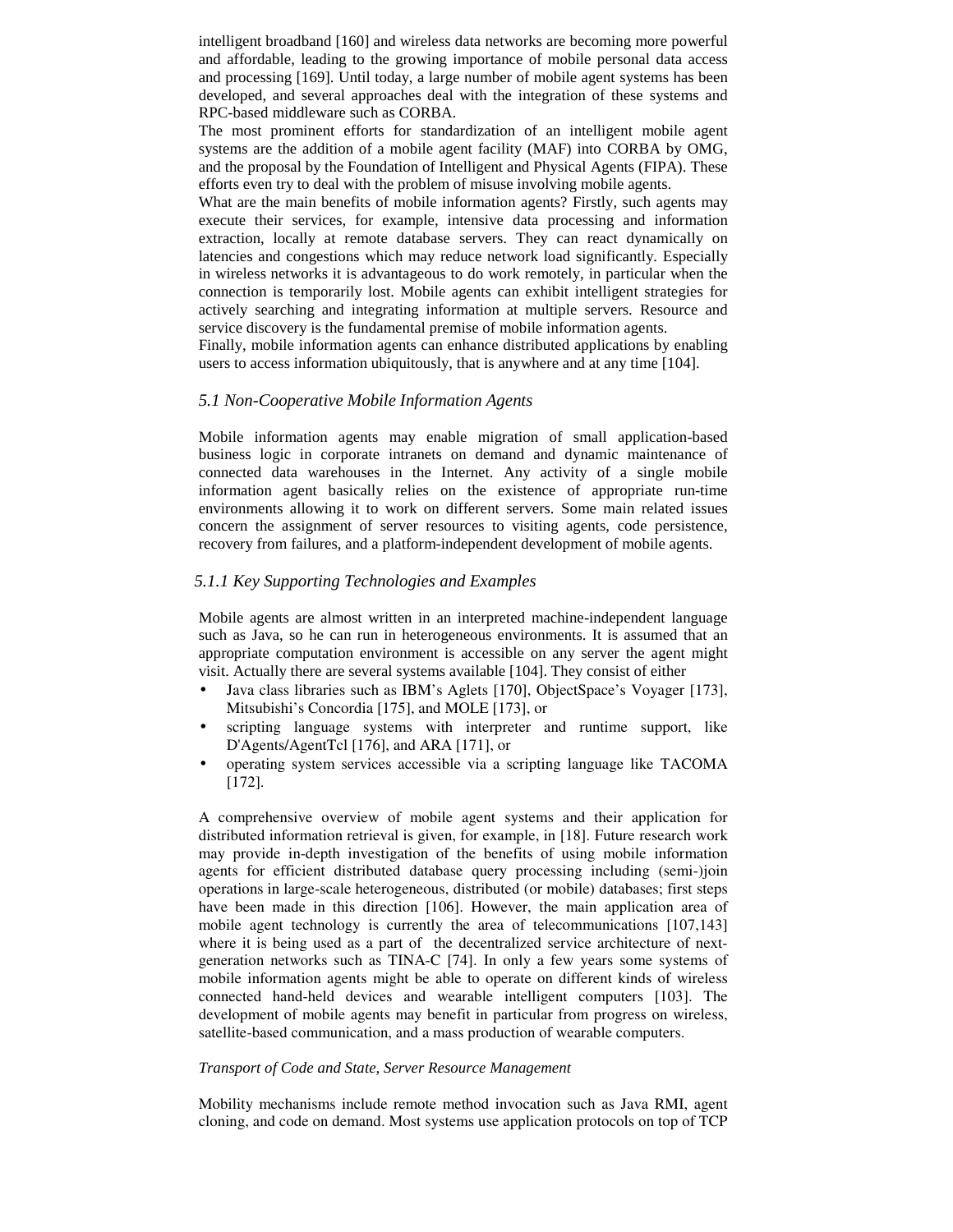intelligent broadband [160] and wireless data networks are becoming more powerful and affordable, leading to the growing importance of mobile personal data access and processing [169]. Until today, a large number of mobile agent systems has been developed, and several approaches deal with the integration of these systems and RPC-based middleware such as CORBA.

The most prominent efforts for standardization of an intelligent mobile agent systems are the addition of a mobile agent facility (MAF) into CORBA by OMG, and the proposal by the Foundation of Intelligent and Physical Agents (FIPA). These efforts even try to deal with the problem of misuse involving mobile agents.

What are the main benefits of mobile information agents? Firstly, such agents may execute their services, for example, intensive data processing and information extraction, locally at remote database servers. They can react dynamically on latencies and congestions which may reduce network load significantly. Especially in wireless networks it is advantageous to do work remotely, in particular when the connection is temporarily lost. Mobile agents can exhibit intelligent strategies for actively searching and integrating information at multiple servers. Resource and service discovery is the fundamental premise of mobile information agents.

Finally, mobile information agents can enhance distributed applications by enabling users to access information ubiquitously, that is anywhere and at any time [104].

### *5.1 Non-Cooperative Mobile Information Agents*

Mobile information agents may enable migration of small application-based business logic in corporate intranets on demand and dynamic maintenance of connected data warehouses in the Internet. Any activity of a single mobile information agent basically relies on the existence of appropriate run-time environments allowing it to work on different servers. Some main related issues concern the assignment of server resources to visiting agents, code persistence, recovery from failures, and a platform-independent development of mobile agents.

#### *5.1.1 Key Supporting Technologies and Examples*

Mobile agents are almost written in an interpreted machine-independent language such as Java, so he can run in heterogeneous environments. It is assumed that an appropriate computation environment is accessible on any server the agent might visit. Actually there are several systems available [104]. They consist of either

- Java class libraries such as IBM's Aglets [170], ObjectSpace's Voyager [173], Mitsubishi's Concordia [175], and MOLE [173], or
- scripting language systems with interpreter and runtime support, like D'Agents/AgentTcl [176], and ARA [171], or
- operating system services accessible via a scripting language like TACOMA [172].

A comprehensive overview of mobile agent systems and their application for distributed information retrieval is given, for example, in [18]. Future research work may provide in-depth investigation of the benefits of using mobile information agents for efficient distributed database query processing including (semi-)join operations in large-scale heterogeneous, distributed (or mobile) databases; first steps have been made in this direction [106]. However, the main application area of mobile agent technology is currently the area of telecommunications [107,143] where it is being used as a part of the decentralized service architecture of next-generation networks such as TINA-C [74]. In only a few years some systems of mobile information agents might be able to operate on different kinds of wireless connected hand-held devices and wearable intelligent computers [103]. The development of mobile agents may benefit in particular from progress on wireless, satellite-based communication, and a mass production of wearable computers.

*Transport of Code and State, Server Resource Management*

Mobility mechanisms include remote method invocation such as Java RMI, agent cloning, and code on demand. Most systems use application protocols on top of TCP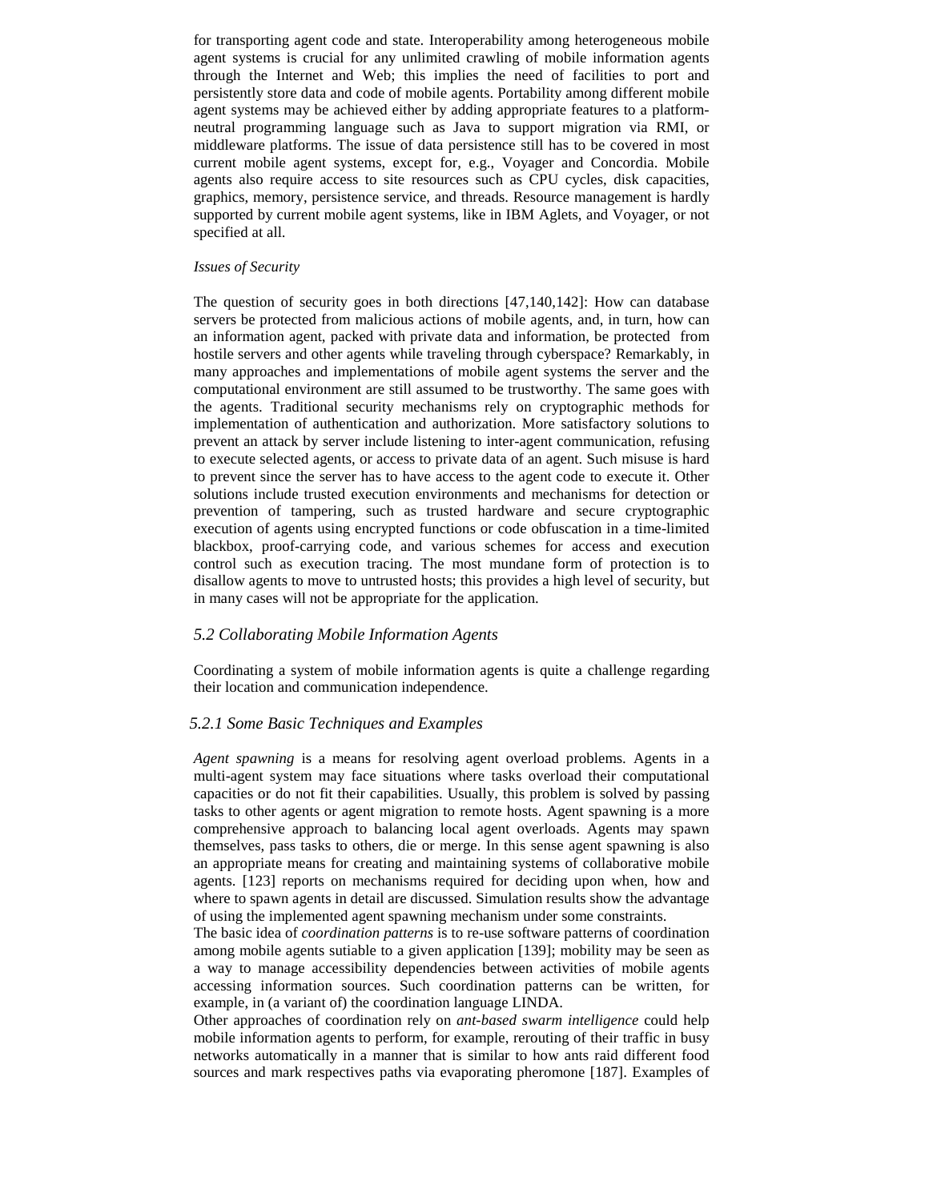for transporting agent code and state. Interoperability among heterogeneous mobile agent systems is crucial for any unlimited crawling of mobile information agents through the Internet and Web; this implies the need of facilities to port and persistently store data and code of mobile agents. Portability among different mobile agent systems may be achieved either by adding appropriate features to a platform-neutral programming language such as Java to support migration via RMI, or middleware platforms. The issue of data persistence still has to be covered in most current mobile agent systems, except for, e.g., Voyager and Concordia. Mobile agents also require access to site resources such as CPU cycles, disk capacities, graphics, memory, persistence service, and threads. Resource management is hardly supported by current mobile agent systems, like in IBM Aglets, and Voyager, or not specified at all.

*Issues of Security*

The question of security goes in both directions [47,140,142]: How can database servers be protected from malicious actions of mobile agents, and, in turn, how can an information agent, packed with private data and information, be protected from hostile servers and other agents while traveling through cyberspace? Remarkably, in many approaches and implementations of mobile agent systems the server and the computational environment are still assumed to be trustworthy. The same goes with the agents. Traditional security mechanisms rely on cryptographic methods for implementation of authentication and authorization. More satisfactory solutions to prevent an attack by server include listening to inter-agent communication, refusing to execute selected agents, or access to private data of an agent. Such misuse is hard to prevent since the server has to have access to the agent code to execute it. Other solutions include trusted execution environments and mechanisms for detection or prevention of tampering, such as trusted hardware and secure cryptographic execution of agents using encrypted functions or code obfuscation in a time-limited blackbox, proof-carrying code, and various schemes for access and execution control such as execution tracing. The most mundane form of protection is to disallow agents to move to untrusted hosts; this provides a high level of security, but in many cases will not be appropriate for the application.

## *5.2 Collaborating Mobile Information Agents*

Coordinating a system of mobile information agents is quite a challenge regarding their location and communication independence.

### *5.2.1 Some Basic Techniques and Examples*

*Agent spawning* is a means for resolving agent overload problems. Agents in a multi-agent system may face situations where tasks overload their computational capacities or do not fit their capabilities. Usually, this problem is solved by passing tasks to other agents or agent migration to remote hosts. Agent spawning is a more comprehensive approach to balancing local agent overloads. Agents may spawn themselves, pass tasks to others, die or merge. In this sense agent spawning is also an appropriate means for creating and maintaining systems of collaborative mobile agents. [123] reports on mechanisms required for deciding upon when, how and where to spawn agents in detail are discussed. Simulation results show the advantage of using the implemented agent spawning mechanism under some constraints.

The basic idea of *coordination patterns* is to re-use software patterns of coordination among mobile agents sutiable to a given application [139]; mobility may be seen as a way to manage accessibility dependencies between activities of mobile agents accessing information sources. Such coordination patterns can be written, for example, in (a variant of) the coordination language LINDA.

Other approaches of coordination rely on *ant-based swarm intelligence* could help mobile information agents to perform, for example, rerouting of their traffic in busy networks automatically in a manner that is similar to how ants raid different food sources and mark respectives paths via evaporating pheromone [187]. Examples of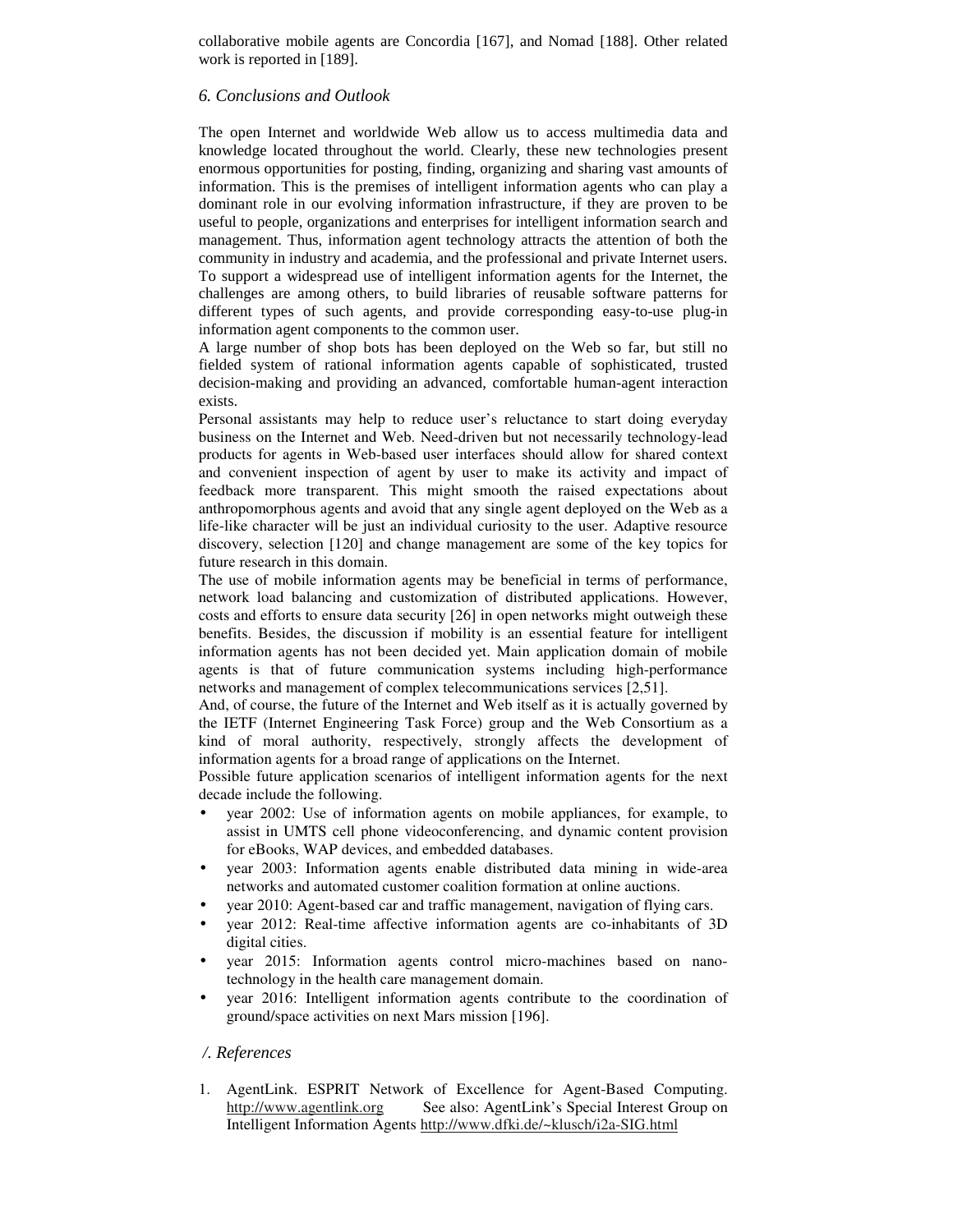collaborative mobile agents are Concordia [167], and Nomad [188]. Other related work is reported in [189].

## *6. Conclusions and Outlook*

The open Internet and worldwide Web allow us to access multimedia data and knowledge located throughout the world. Clearly, these new technologies present enormous opportunities for posting, finding, organizing and sharing vast amounts of information. This is the premises of intelligent information agents who can play a dominant role in our evolving information infrastructure, if they are proven to be useful to people, organizations and enterprises for intelligent information search and management. Thus, information agent technology attracts the attention of both the community in industry and academia, and the professional and private Internet users. To support a widespread use of intelligent information agents for the Internet, the challenges are among others, to build libraries of reusable software patterns for different types of such agents, and provide corresponding easy-to-use plug-in information agent components to the common user.

A large number of shop bots has been deployed on the Web so far, but still no fielded system of rational information agents capable of sophisticated, trusted decision-making and providing an advanced, comfortable human-agent interaction exists.

Personal assistants may help to reduce user's reluctance to start doing everyday business on the Internet and Web. Need-driven but not necessarily technology-lead products for agents in Web-based user interfaces should allow for shared context and convenient inspection of agent by user to make its activity and impact of feedback more transparent. This might smooth the raised expectations about anthropomorphous agents and avoid that any single agent deployed on the Web as a life-like character will be just an individual curiosity to the user. Adaptive resource discovery, selection [120] and change management are some of the key topics for future research in this domain.

The use of mobile information agents may be beneficial in terms of performance, network load balancing and customization of distributed applications. However, costs and efforts to ensure data security [26] in open networks might outweigh these benefits. Besides, the discussion if mobility is an essential feature for intelligent information agents has not been decided yet. Main application domain of mobile agents is that of future communication systems including high-performance networks and management of complex telecommunications services [2,51].

And, of course, the future of the Internet and Web itself as it is actually governed by the IETF (Internet Engineering Task Force) group and the Web Consortium as a kind of moral authority, respectively, strongly affects the development of information agents for a broad range of applications on the Internet.

Possible future application scenarios of intelligent information agents for the next decade include the following.

- year 2002: Use of information agents on mobile appliances, for example, to assist in UMTS cell phone videoconferencing, and dynamic content provision for eBooks, WAP devices, and embedded databases.
- year 2003: Information agents enable distributed data mining in wide-area networks and automated customer coalition formation at online auctions.
- year 2010: Agent-based car and traffic management, navigation of flying cars.
- year 2012: Real-time affective information agents are co-inhabitants of 3D digital cities.
- year 2015: Information agents control micro-machines based on nano-technology in the health care management domain.
- year 2016: Intelligent information agents contribute to the coordination of ground/space activities on next Mars mission [196].

## */. References*

1. AgentLink. ESPRIT Network of Excellence for Agent-Based Computing. http://www.agentlink.org See also: AgentLink's Special Interest Group on Intelligent Information Agents http://www.dfki.de/~klusch/i2a-SIG.html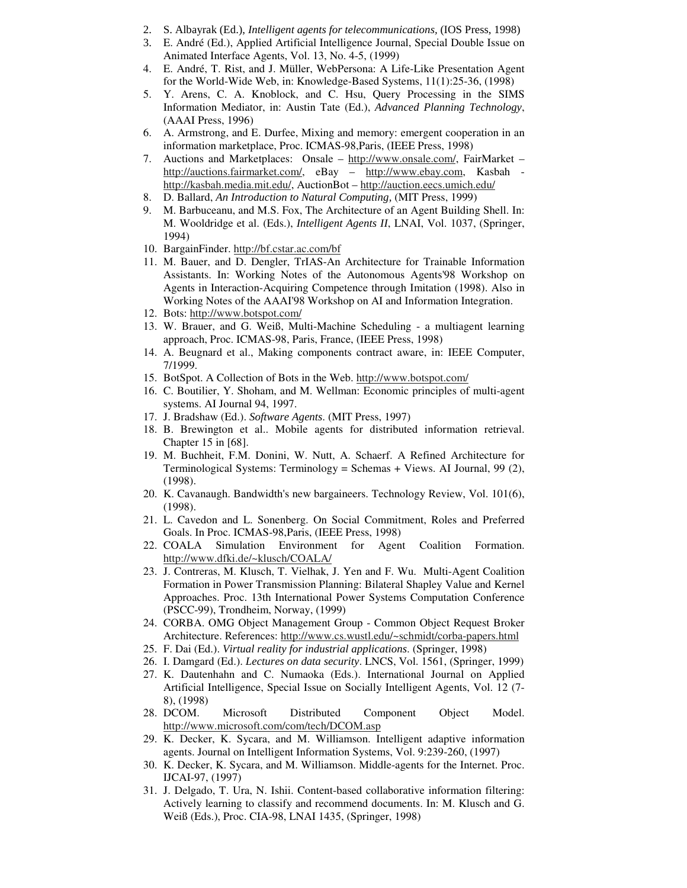2. S. Albayrak (Ed.), *Intelligent agents for telecommunications,* (IOS Press, 1998)
3. E. André (Ed.), Applied Artificial Intelligence Journal, Special Double Issue on Animated Interface Agents, Vol. 13, No. 4-5, (1999)
4. E. André, T. Rist, and J. Müller, WebPersona: A Life-Like Presentation Agent for the World-Wide Web, in: Knowledge-Based Systems, 11(1):25-36, (1998)
5. Y. Arens, C. A. Knoblock, and C. Hsu, Query Processing in the SIMS Information Mediator, in: Austin Tate (Ed.), *Advanced Planning Technology*, (AAAI Press, 1996)
6. A. Armstrong, and E. Durfee, Mixing and memory: emergent cooperation in an information marketplace, Proc. ICMAS-98,Paris, (IEEE Press, 1998)
7. Auctions and Marketplaces: Onsale – http://www.onsale.com/, FairMarket – http://auctions.fairmarket.com/, eBay – http://www.ebay.com, Kasbah - http://kasbah.media.mit.edu/, AuctionBot – http://auction.eecs.umich.edu/
8. D. Ballard, *An Introduction to Natural Computing,* (MIT Press, 1999)
9. M. Barbuceanu, and M.S. Fox, The Architecture of an Agent Building Shell. In: M. Wooldridge et al. (Eds.), *Intelligent Agents II*, LNAI, Vol. 1037, (Springer, 1994)
10. BargainFinder. http://bf.cstar.ac.com/bf
11. M. Bauer, and D. Dengler, TrIAS-An Architecture for Trainable Information Assistants. In: Working Notes of the Autonomous Agents'98 Workshop on Agents in Interaction-Acquiring Competence through Imitation (1998). Also in Working Notes of the AAAI'98 Workshop on AI and Information Integration.
12. Bots: http://www.botspot.com/
13. W. Brauer, and G. Weiß, Multi-Machine Scheduling - a multiagent learning approach, Proc. ICMAS-98, Paris, France, (IEEE Press, 1998)
14. A. Beugnard et al., Making components contract aware, in: IEEE Computer, 7/1999.
15. BotSpot. A Collection of Bots in the Web. http://www.botspot.com/
16. C. Boutilier, Y. Shoham, and M. Wellman: Economic principles of multi-agent systems. AI Journal 94, 1997.
17. J. Bradshaw (Ed.). *Software Agents.* (MIT Press, 1997)
18. B. Brewington et al.. Mobile agents for distributed information retrieval. Chapter 15 in [68].
19. M. Buchheit, F.M. Donini, W. Nutt, A. Schaerf. A Refined Architecture for Terminological Systems: Terminology = Schemas + Views. AI Journal, 99 (2), (1998).
20. K. Cavanaugh. Bandwidth's new bargaineers. Technology Review, Vol. 101(6), (1998).
21. L. Cavedon and L. Sonenberg. On Social Commitment, Roles and Preferred Goals. In Proc. ICMAS-98,Paris, (IEEE Press, 1998)
22. COALA Simulation Environment for Agent Coalition Formation. http://www.dfki.de/~klusch/COALA/
23. J. Contreras, M. Klusch, T. Vielhak, J. Yen and F. Wu. Multi-Agent Coalition Formation in Power Transmission Planning: Bilateral Shapley Value and Kernel Approaches. Proc. 13th International Power Systems Computation Conference (PSCC-99), Trondheim, Norway, (1999)
24. CORBA. OMG Object Management Group - Common Object Request Broker Architecture. References: http://www.cs.wustl.edu/~schmidt/corba-papers.html
25. F. Dai (Ed.). *Virtual reality for industrial applications.* (Springer, 1998)
26. I. Damgard (Ed.). *Lectures on data security*. LNCS, Vol. 1561, (Springer, 1999)
27. K. Dautenhahn and C. Numaoka (Eds.). International Journal on Applied Artificial Intelligence, Special Issue on Socially Intelligent Agents, Vol. 12 (7-8), (1998)
28. DCOM. Microsoft Distributed Component Object Model. http://www.microsoft.com/com/tech/DCOM.asp
29. K. Decker, K. Sycara, and M. Williamson. Intelligent adaptive information agents. Journal on Intelligent Information Systems, Vol. 9:239-260, (1997)
30. K. Decker, K. Sycara, and M. Williamson. Middle-agents for the Internet. Proc. IJCAI-97, (1997)
31. J. Delgado, T. Ura, N. Ishii. Content-based collaborative information filtering: Actively learning to classify and recommend documents. In: M. Klusch and G. Weiß (Eds.), Proc. CIA-98, LNAI 1435, (Springer, 1998)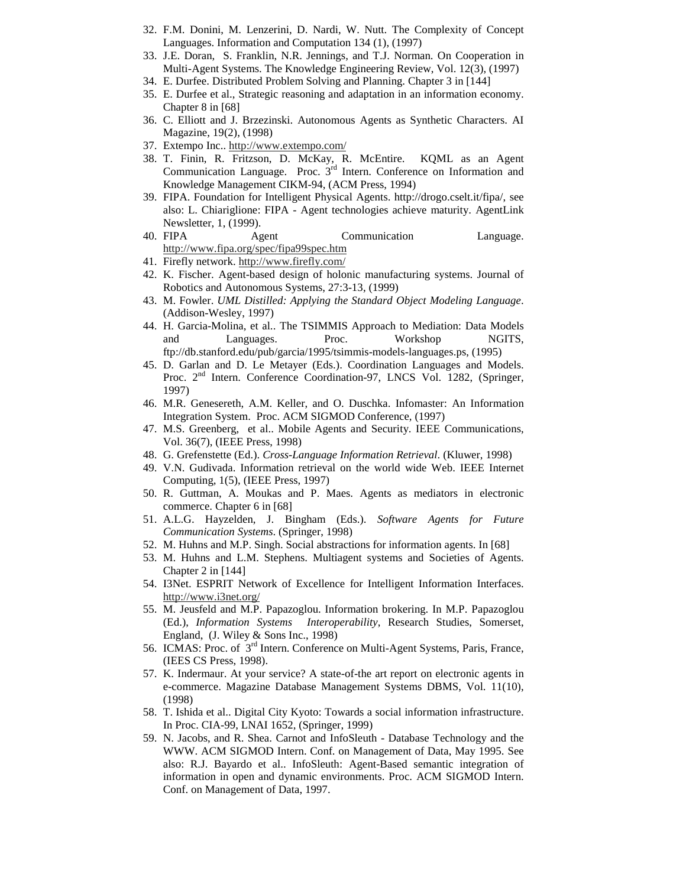32. F.M. Donini, M. Lenzerini, D. Nardi, W. Nutt. The Complexity of Concept Languages. Information and Computation 134 (1), (1997)
33. J.E. Doran, S. Franklin, N.R. Jennings, and T.J. Norman. On Cooperation in Multi-Agent Systems. The Knowledge Engineering Review, Vol. 12(3), (1997)
34. E. Durfee. Distributed Problem Solving and Planning. Chapter 3 in [144]
35. E. Durfee et al., Strategic reasoning and adaptation in an information economy. Chapter 8 in [68]
36. C. Elliott and J. Brzezinski. Autonomous Agents as Synthetic Characters. AI Magazine, 19(2), (1998)
37. Extempo Inc.. http://www.extempo.com/
38. T. Finin, R. Fritzson, D. McKay, R. McEntire. KQML as an Agent Communication Language. Proc. 3rd Intern. Conference on Information and Knowledge Management CIKM-94, (ACM Press, 1994)
39. FIPA. Foundation for Intelligent Physical Agents. http://drogo.cselt.it/fipa/, see also: L. Chiariglione: FIPA - Agent technologies achieve maturity. AgentLink Newsletter, 1, (1999).
40. FIPA Agent Communication Language. http://www.fipa.org/spec/fipa99spec.htm
41. Firefly network. http://www.firefly.com/
42. K. Fischer. Agent-based design of holonic manufacturing systems. Journal of Robotics and Autonomous Systems, 27:3-13, (1999)
43. M. Fowler. *UML Distilled: Applying the Standard Object Modeling Language*. (Addison-Wesley, 1997)
44. H. Garcia-Molina, et al.. The TSIMMIS Approach to Mediation: Data Models and Languages. Proc. Workshop NGITS, ftp://db.stanford.edu/pub/garcia/1995/tsimmis-models-languages.ps, (1995)
45. D. Garlan and D. Le Metayer (Eds.). Coordination Languages and Models. Proc. 2nd Intern. Conference Coordination-97, LNCS Vol. 1282, (Springer, 1997)
46. M.R. Genesereth, A.M. Keller, and O. Duschka. Infomaster: An Information Integration System. Proc. ACM SIGMOD Conference, (1997)
47. M.S. Greenberg, et al.. Mobile Agents and Security. IEEE Communications, Vol. 36(7), (IEEE Press, 1998)
48. G. Grefenstette (Ed.). *Cross-Language Information Retrieval*. (Kluwer, 1998)
49. V.N. Gudivada. Information retrieval on the world wide Web. IEEE Internet Computing, 1(5), (IEEE Press, 1997)
50. R. Guttman, A. Moukas and P. Maes. Agents as mediators in electronic commerce. Chapter 6 in [68]
51. A.L.G. Hayzelden, J. Bingham (Eds.). *Software Agents for Future Communication Systems*. (Springer, 1998)
52. M. Huhns and M.P. Singh. Social abstractions for information agents. In [68]
53. M. Huhns and L.M. Stephens. Multiagent systems and Societies of Agents. Chapter 2 in [144]
54. I3Net. ESPRIT Network of Excellence for Intelligent Information Interfaces. http://www.i3net.org/
55. M. Jeusfeld and M.P. Papazoglou. Information brokering. In M.P. Papazoglou (Ed.), *Information Systems Interoperability*, Research Studies, Somerset, England, (J. Wiley & Sons Inc., 1998)
56. ICMAS: Proc. of 3rd Intern. Conference on Multi-Agent Systems, Paris, France, (IEES CS Press, 1998).
57. K. Indermaur. At your service? A state-of-the art report on electronic agents in e-commerce. Magazine Database Management Systems DBMS, Vol. 11(10), (1998)
58. T. Ishida et al.. Digital City Kyoto: Towards a social information infrastructure. In Proc. CIA-99, LNAI 1652, (Springer, 1999)
59. N. Jacobs, and R. Shea. Carnot and InfoSleuth - Database Technology and the WWW. ACM SIGMOD Intern. Conf. on Management of Data, May 1995. See also: R.J. Bayardo et al.. InfoSleuth: Agent-Based semantic integration of information in open and dynamic environments. Proc. ACM SIGMOD Intern. Conf. on Management of Data, 1997.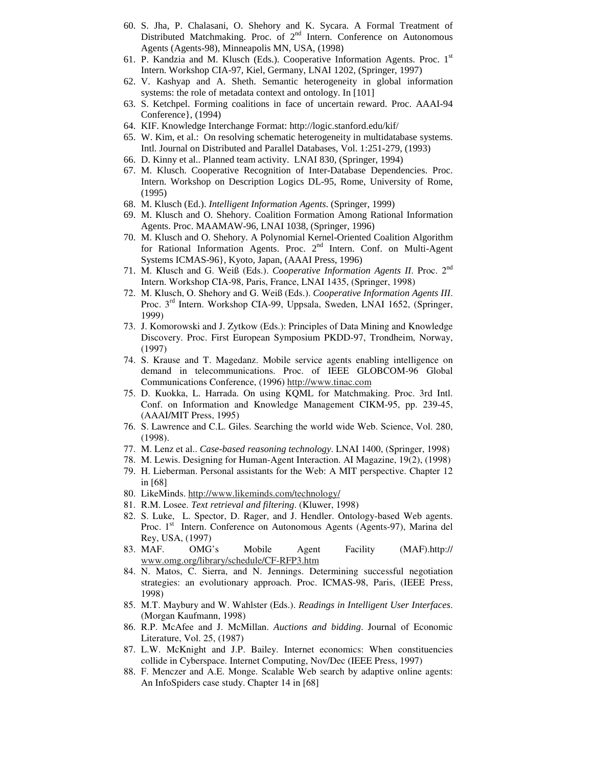60. S. Jha, P. Chalasani, O. Shehory and K. Sycara. A Formal Treatment of Distributed Matchmaking. Proc. of 2nd Intern. Conference on Autonomous Agents (Agents-98), Minneapolis MN, USA, (1998)
61. P. Kandzia and M. Klusch (Eds.). Cooperative Information Agents. Proc. 1st Intern. Workshop CIA-97, Kiel, Germany, LNAI 1202, (Springer, 1997)
62. V. Kashyap and A. Sheth. Semantic heterogeneity in global information systems: the role of metadata context and ontology. In [101]
63. S. Ketchpel. Forming coalitions in face of uncertain reward. Proc. AAAI-94 Conference}, (1994)
64. KIF. Knowledge Interchange Format: http://logic.stanford.edu/kif/
65. W. Kim, et al.: On resolving schematic heterogeneity in multidatabase systems. Intl. Journal on Distributed and Parallel Databases, Vol. 1:251-279, (1993)
66. D. Kinny et al.. Planned team activity. LNAI 830, (Springer, 1994)
67. M. Klusch. Cooperative Recognition of Inter-Database Dependencies. Proc. Intern. Workshop on Description Logics DL-95, Rome, University of Rome, (1995)
68. M. Klusch (Ed.). *Intelligent Information Agents*. (Springer, 1999)
69. M. Klusch and O. Shehory. Coalition Formation Among Rational Information Agents. Proc. MAAMAW-96, LNAI 1038, (Springer, 1996)
70. M. Klusch and O. Shehory. A Polynomial Kernel-Oriented Coalition Algorithm for Rational Information Agents. Proc. 2nd Intern. Conf. on Multi-Agent Systems ICMAS-96}, Kyoto, Japan, (AAAI Press, 1996)
71. M. Klusch and G. Weiß (Eds.). *Cooperative Information Agents II*. Proc. 2nd Intern. Workshop CIA-98, Paris, France, LNAI 1435, (Springer, 1998)
72. M. Klusch, O. Shehory and G. Weiß (Eds.). *Cooperative Information Agents III*. Proc. 3rd Intern. Workshop CIA-99, Uppsala, Sweden, LNAI 1652, (Springer, 1999)
73. J. Komorowski and J. Zytkow (Eds.): Principles of Data Mining and Knowledge Discovery. Proc. First European Symposium PKDD-97, Trondheim, Norway, (1997)
74. S. Krause and T. Magedanz. Mobile service agents enabling intelligence on demand in telecommunications. Proc. of IEEE GLOBCOM-96 Global Communications Conference, (1996) http://www.tinac.com
75. D. Kuokka, L. Harrada. On using KQML for Matchmaking. Proc. 3rd Intl. Conf. on Information and Knowledge Management CIKM-95, pp. 239-45, (AAAI/MIT Press, 1995)
76. S. Lawrence and C.L. Giles. Searching the world wide Web. Science, Vol. 280, (1998).
77. M. Lenz et al.. *Case-based reasoning technology*. LNAI 1400, (Springer, 1998)
78. M. Lewis. Designing for Human-Agent Interaction. AI Magazine, 19(2), (1998)
79. H. Lieberman. Personal assistants for the Web: A MIT perspective. Chapter 12 in [68]
80. LikeMinds. http://www.likeminds.com/technology/
81. R.M. Losee. *Text retrieval and filtering*. (Kluwer, 1998)
82. S. Luke, L. Spector, D. Rager, and J. Hendler. Ontology-based Web agents. Proc. 1st Intern. Conference on Autonomous Agents (Agents-97), Marina del Rey, USA, (1997)
83. MAF. OMG's Mobile Agent Facility (MAF).http:// www.omg.org/library/schedule/CF-RFP3.htm
84. N. Matos, C. Sierra, and N. Jennings. Determining successful negotiation strategies: an evolutionary approach. Proc. ICMAS-98, Paris, (IEEE Press, 1998)
85. M.T. Maybury and W. Wahlster (Eds.). *Readings in Intelligent User Interfaces*. (Morgan Kaufmann, 1998)
86. R.P. McAfee and J. McMillan. *Auctions and bidding*. Journal of Economic Literature, Vol. 25, (1987)
87. L.W. McKnight and J.P. Bailey. Internet economics: When constituencies collide in Cyberspace. Internet Computing, Nov/Dec (IEEE Press, 1997)
88. F. Menczer and A.E. Monge. Scalable Web search by adaptive online agents: An InfoSpiders case study. Chapter 14 in [68]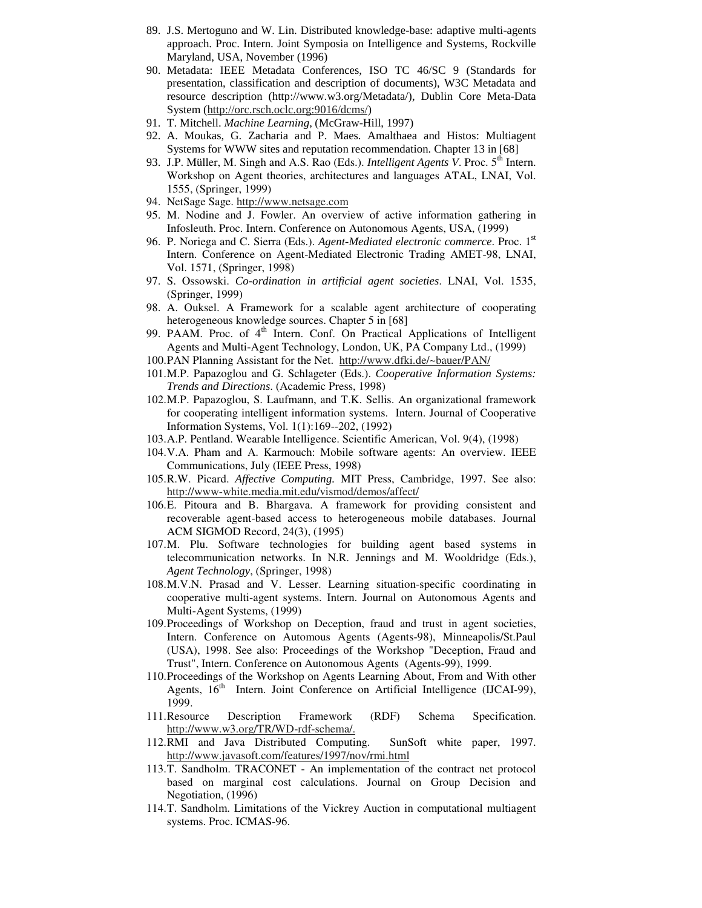89. J.S. Mertoguno and W. Lin. Distributed knowledge-base: adaptive multi-agents approach. Proc. Intern. Joint Symposia on Intelligence and Systems, Rockville Maryland, USA, November (1996)
90. Metadata: IEEE Metadata Conferences, ISO TC 46/SC 9 (Standards for presentation, classification and description of documents), W3C Metadata and resource description (http://www.w3.org/Metadata/), Dublin Core Meta-Data System (http://orc.rsch.oclc.org:9016/dcms/)
91. T. Mitchell. *Machine Learning*, (McGraw-Hill, 1997)
92. A. Moukas, G. Zacharia and P. Maes. Amalthaea and Histos: Multiagent Systems for WWW sites and reputation recommendation. Chapter 13 in [68]
93. J.P. Müller, M. Singh and A.S. Rao (Eds.). *Intelligent Agents V*. Proc. 5th Intern. Workshop on Agent theories, architectures and languages ATAL, LNAI, Vol. 1555, (Springer, 1999)
94. NetSage Sage. http://www.netsage.com
95. M. Nodine and J. Fowler. An overview of active information gathering in Infosleuth. Proc. Intern. Conference on Autonomous Agents, USA, (1999)
96. P. Noriega and C. Sierra (Eds.). *Agent-Mediated electronic commerce*. Proc. 1st Intern. Conference on Agent-Mediated Electronic Trading AMET-98, LNAI, Vol. 1571, (Springer, 1998)
97. S. Ossowski. *Co-ordination in artificial agent societies*. LNAI, Vol. 1535, (Springer, 1999)
98. A. Ouksel. A Framework for a scalable agent architecture of cooperating heterogeneous knowledge sources. Chapter 5 in [68]
99. PAAM. Proc. of 4th Intern. Conf. On Practical Applications of Intelligent Agents and Multi-Agent Technology, London, UK, PA Company Ltd., (1999)
100. PAN Planning Assistant for the Net. http://www.dfki.de/~bauer/PAN/
101. M.P. Papazoglou and G. Schlageter (Eds.). *Cooperative Information Systems: Trends and Directions*. (Academic Press, 1998)
102. M.P. Papazoglou, S. Laufmann, and T.K. Sellis. An organizational framework for cooperating intelligent information systems. Intern. Journal of Cooperative Information Systems, Vol. 1(1):169--202, (1992)
103. A.P. Pentland. Wearable Intelligence. Scientific American, Vol. 9(4), (1998)
104. V.A. Pham and A. Karmouch: Mobile software agents: An overview. IEEE Communications, July (IEEE Press, 1998)
105. R.W. Picard. *Affective Computing.* MIT Press, Cambridge, 1997. See also: http://www-white.media.mit.edu/vismod/demos/affect/
106. E. Pitoura and B. Bhargava. A framework for providing consistent and recoverable agent-based access to heterogeneous mobile databases. Journal ACM SIGMOD Record, 24(3), (1995)
107. M. Plu. Software technologies for building agent based systems in telecommunication networks. In N.R. Jennings and M. Wooldridge (Eds.), *Agent Technology*, (Springer, 1998)
108. M.V.N. Prasad and V. Lesser. Learning situation-specific coordinating in cooperative multi-agent systems. Intern. Journal on Autonomous Agents and Multi-Agent Systems, (1999)
109. Proceedings of Workshop on Deception, fraud and trust in agent societies, Intern. Conference on Automous Agents (Agents-98), Minneapolis/St.Paul (USA), 1998. See also: Proceedings of the Workshop "Deception, Fraud and Trust", Intern. Conference on Autonomous Agents (Agents-99), 1999.
110. Proceedings of the Workshop on Agents Learning About, From and With other Agents, 16th Intern. Joint Conference on Artificial Intelligence (IJCAI-99), 1999.
111. Resource Description Framework (RDF) Schema Specification. http://www.w3.org/TR/WD-rdf-schema/.
112. RMI and Java Distributed Computing. SunSoft white paper, 1997. http://www.javasoft.com/features/1997/nov/rmi.html
113. T. Sandholm. TRACONET - An implementation of the contract net protocol based on marginal cost calculations. Journal on Group Decision and Negotiation, (1996)
114. T. Sandholm. Limitations of the Vickrey Auction in computational multiagent systems. Proc. ICMAS-96.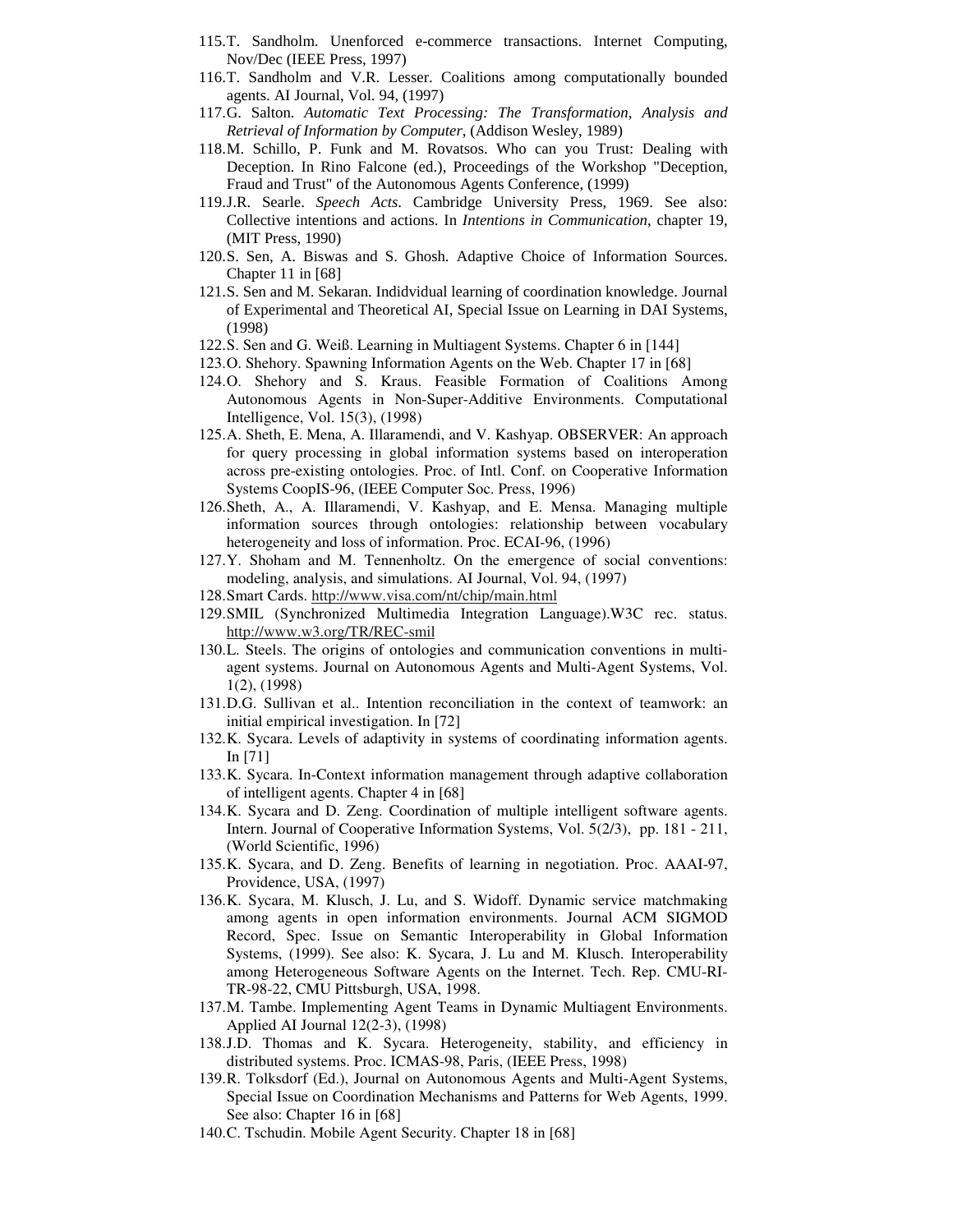115. T. Sandholm. Unenforced e-commerce transactions. Internet Computing, Nov/Dec (IEEE Press, 1997)
116. T. Sandholm and V.R. Lesser. Coalitions among computationally bounded agents. AI Journal, Vol. 94, (1997)
117. G. Salton. *Automatic Text Processing: The Transformation, Analysis and Retrieval of Information by Computer*, (Addison Wesley, 1989)
118. M. Schillo, P. Funk and M. Rovatsos. Who can you Trust: Dealing with Deception. In Rino Falcone (ed.), Proceedings of the Workshop "Deception, Fraud and Trust" of the Autonomous Agents Conference, (1999)
119. J.R. Searle. *Speech Acts*. Cambridge University Press, 1969. See also: Collective intentions and actions. In *Intentions in Communication*, chapter 19, (MIT Press, 1990)
120. S. Sen, A. Biswas and S. Ghosh. Adaptive Choice of Information Sources. Chapter 11 in [68]
121. S. Sen and M. Sekaran. Indidvidual learning of coordination knowledge. Journal of Experimental and Theoretical AI, Special Issue on Learning in DAI Systems, (1998)
122. S. Sen and G. Weiß. Learning in Multiagent Systems. Chapter 6 in [144]
123. O. Shehory. Spawning Information Agents on the Web. Chapter 17 in [68]
124. O. Shehory and S. Kraus. Feasible Formation of Coalitions Among Autonomous Agents in Non-Super-Additive Environments. Computational Intelligence, Vol. 15(3), (1998)
125. A. Sheth, E. Mena, A. Illaramendi, and V. Kashyap. OBSERVER: An approach for query processing in global information systems based on interoperation across pre-existing ontologies. Proc. of Intl. Conf. on Cooperative Information Systems CoopIS-96, (IEEE Computer Soc. Press, 1996)
126. Sheth, A., A. Illaramendi, V. Kashyap, and E. Mensa. Managing multiple information sources through ontologies: relationship between vocabulary heterogeneity and loss of information. Proc. ECAI-96, (1996)
127. Y. Shoham and M. Tennenholtz. On the emergence of social conventions: modeling, analysis, and simulations. AI Journal, Vol. 94, (1997)
128. Smart Cards. http://www.visa.com/nt/chip/main.html
129. SMIL (Synchronized Multimedia Integration Language).W3C rec. status. http://www.w3.org/TR/REC-smil
130. L. Steels. The origins of ontologies and communication conventions in multi-agent systems. Journal on Autonomous Agents and Multi-Agent Systems, Vol. 1(2), (1998)
131. D.G. Sullivan et al.. Intention reconciliation in the context of teamwork: an initial empirical investigation. In [72]
132. K. Sycara. Levels of adaptivity in systems of coordinating information agents. In [71]
133. K. Sycara. In-Context information management through adaptive collaboration of intelligent agents. Chapter 4 in [68]
134. K. Sycara and D. Zeng. Coordination of multiple intelligent software agents. Intern. Journal of Cooperative Information Systems, Vol. 5(2/3), pp. 181 - 211, (World Scientific, 1996)
135. K. Sycara, and D. Zeng. Benefits of learning in negotiation. Proc. AAAI-97, Providence, USA, (1997)
136. K. Sycara, M. Klusch, J. Lu, and S. Widoff. Dynamic service matchmaking among agents in open information environments. Journal ACM SIGMOD Record, Spec. Issue on Semantic Interoperability in Global Information Systems, (1999). See also: K. Sycara, J. Lu and M. Klusch. Interoperability among Heterogeneous Software Agents on the Internet. Tech. Rep. CMU-RI-TR-98-22, CMU Pittsburgh, USA, 1998.
137. M. Tambe. Implementing Agent Teams in Dynamic Multiagent Environments. Applied AI Journal 12(2-3), (1998)
138. J.D. Thomas and K. Sycara. Heterogeneity, stability, and efficiency in distributed systems. Proc. ICMAS-98, Paris, (IEEE Press, 1998)
139. R. Tolksdorf (Ed.), Journal on Autonomous Agents and Multi-Agent Systems, Special Issue on Coordination Mechanisms and Patterns for Web Agents, 1999. See also: Chapter 16 in [68]
140. C. Tschudin. Mobile Agent Security. Chapter 18 in [68]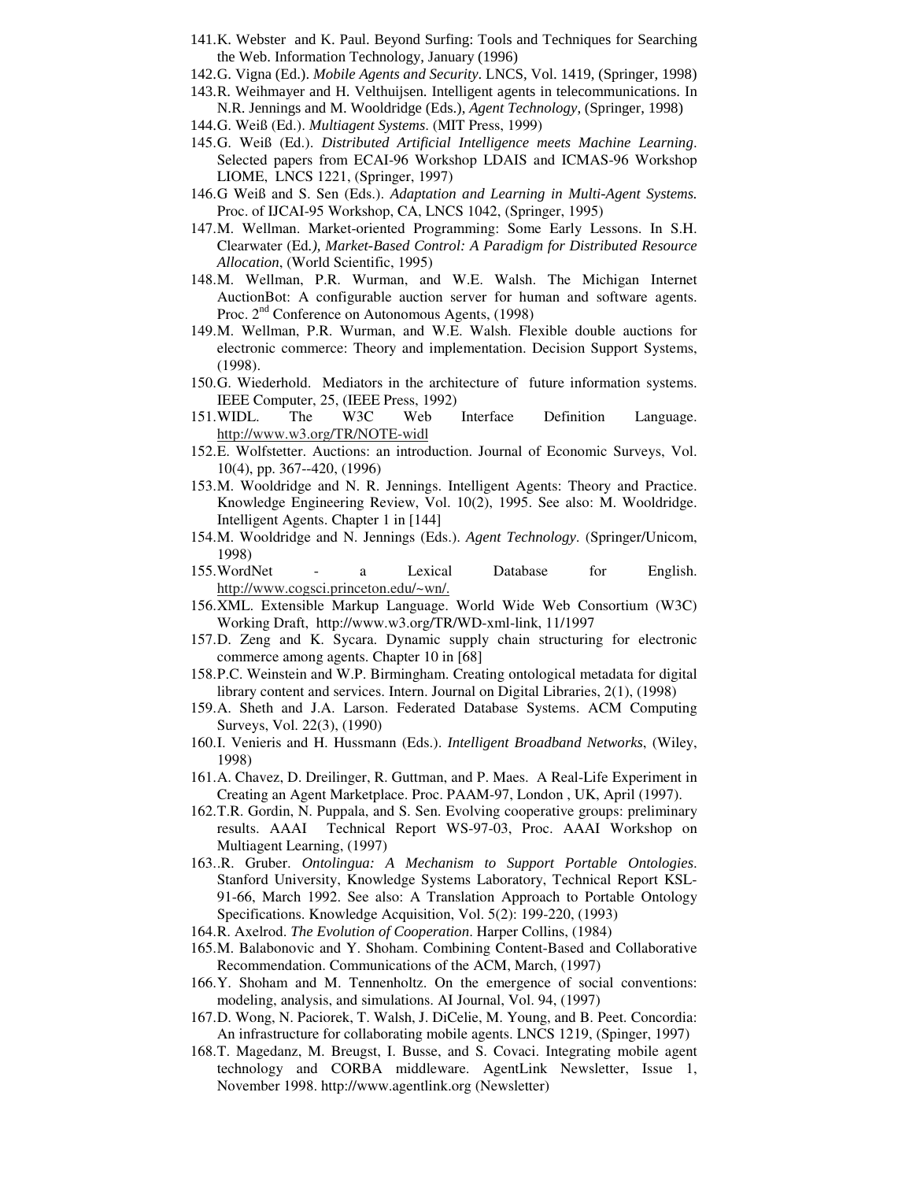141. K. Webster and K. Paul. Beyond Surfing: Tools and Techniques for Searching the Web. Information Technology, January (1996)
142. G. Vigna (Ed.). *Mobile Agents and Security*. LNCS, Vol. 1419, (Springer, 1998)
143. R. Weihmayer and H. Velthuijsen. Intelligent agents in telecommunications. In N.R. Jennings and M. Wooldridge (Eds.), *Agent Technology*, (Springer, 1998)
144. G. Weiß (Ed.). *Multiagent Systems*. (MIT Press, 1999)
145. G. Weiß (Ed.). *Distributed Artificial Intelligence meets Machine Learning*. Selected papers from ECAI-96 Workshop LDAIS and ICMAS-96 Workshop LIOME, LNCS 1221, (Springer, 1997)
146. G Weiß and S. Sen (Eds.). *Adaptation and Learning in Multi-Agent Systems.* Proc. of IJCAI-95 Workshop, CA, LNCS 1042, (Springer, 1995)
147. M. Wellman. Market-oriented Programming: Some Early Lessons. In S.H. Clearwater (Ed*.), Market-Based Control: A Paradigm for Distributed Resource Allocation*, (World Scientific, 1995)
148. M. Wellman, P.R. Wurman, and W.E. Walsh. The Michigan Internet AuctionBot: A configurable auction server for human and software agents. Proc. 2nd Conference on Autonomous Agents, (1998)
149. M. Wellman, P.R. Wurman, and W.E. Walsh. Flexible double auctions for electronic commerce: Theory and implementation. Decision Support Systems, (1998).
150. G. Wiederhold. Mediators in the architecture of future information systems. IEEE Computer, 25, (IEEE Press, 1992)
151. WIDL. The W3C Web Interface Definition Language. http://www.w3.org/TR/NOTE-widl
152. E. Wolfstetter. Auctions: an introduction. Journal of Economic Surveys, Vol. 10(4), pp. 367--420, (1996)
153. M. Wooldridge and N. R. Jennings. Intelligent Agents: Theory and Practice. Knowledge Engineering Review, Vol. 10(2), 1995. See also: M. Wooldridge. Intelligent Agents. Chapter 1 in [144]
154. M. Wooldridge and N. Jennings (Eds.). *Agent Technology*. (Springer/Unicom, 1998)
155. WordNet - a Lexical Database for English. http://www.cogsci.princeton.edu/~wn/.
156. XML. Extensible Markup Language. World Wide Web Consortium (W3C) Working Draft, http://www.w3.org/TR/WD-xml-link, 11/1997
157. D. Zeng and K. Sycara. Dynamic supply chain structuring for electronic commerce among agents. Chapter 10 in [68]
158. P.C. Weinstein and W.P. Birmingham. Creating ontological metadata for digital library content and services. Intern. Journal on Digital Libraries, 2(1), (1998)
159. A. Sheth and J.A. Larson. Federated Database Systems. ACM Computing Surveys, Vol. 22(3), (1990)
160. I. Venieris and H. Hussmann (Eds.). *Intelligent Broadband Networks*, (Wiley, 1998)
161. A. Chavez, D. Dreilinger, R. Guttman, and P. Maes. A Real-Life Experiment in Creating an Agent Marketplace. Proc. PAAM-97, London , UK, April (1997).
162. T.R. Gordin, N. Puppala, and S. Sen. Evolving cooperative groups: preliminary results. AAAI Technical Report WS-97-03, Proc. AAAI Workshop on Multiagent Learning, (1997)
163. .R. Gruber. *Ontolingua: A Mechanism to Support Portable Ontologies*. Stanford University, Knowledge Systems Laboratory, Technical Report KSL-91-66, March 1992. See also: A Translation Approach to Portable Ontology Specifications. Knowledge Acquisition, Vol. 5(2): 199-220, (1993)
164. R. Axelrod. *The Evolution of Cooperation*. Harper Collins, (1984)
165. M. Balabonovic and Y. Shoham. Combining Content-Based and Collaborative Recommendation. Communications of the ACM, March, (1997)
166. Y. Shoham and M. Tennenholtz. On the emergence of social conventions: modeling, analysis, and simulations. AI Journal, Vol. 94, (1997)
167. D. Wong, N. Paciorek, T. Walsh, J. DiCelie, M. Young, and B. Peet. Concordia: An infrastructure for collaborating mobile agents. LNCS 1219, (Spinger, 1997)
168. T. Magedanz, M. Breugst, I. Busse, and S. Covaci. Integrating mobile agent technology and CORBA middleware. AgentLink Newsletter, Issue 1, November 1998. http://www.agentlink.org (Newsletter)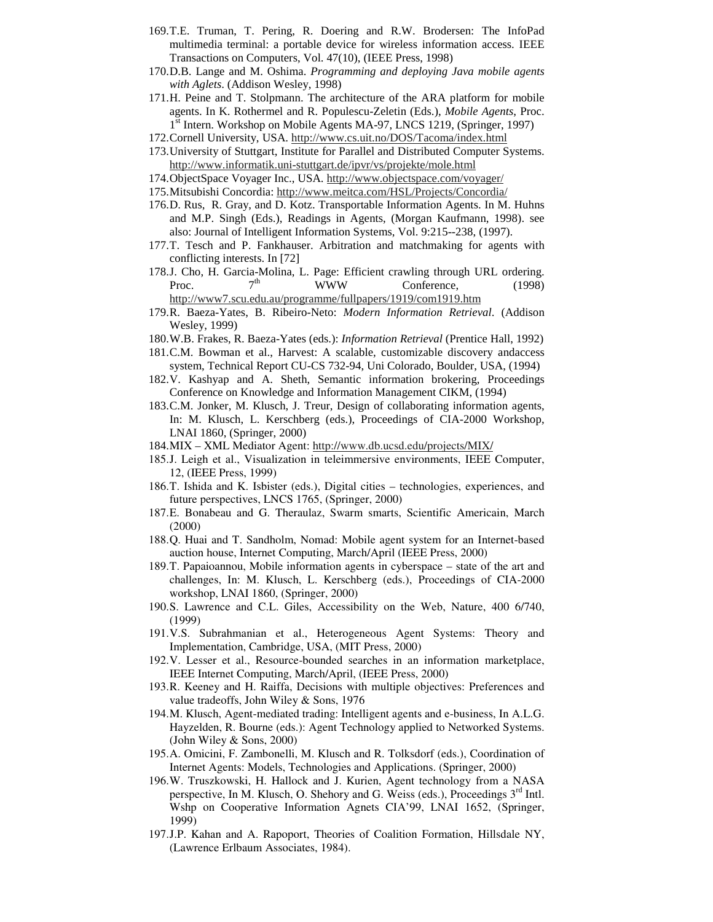169. T.E. Truman, T. Pering, R. Doering and R.W. Brodersen: The InfoPad multimedia terminal: a portable device for wireless information access. IEEE Transactions on Computers, Vol. 47(10), (IEEE Press, 1998)
170. D.B. Lange and M. Oshima. *Programming and deploying Java mobile agents with Aglets*. (Addison Wesley, 1998)
171. H. Peine and T. Stolpmann. The architecture of the ARA platform for mobile agents. In K. Rothermel and R. Populescu-Zeletin (Eds.), *Mobile Agents*, Proc. 1st Intern. Workshop on Mobile Agents MA-97, LNCS 1219, (Springer, 1997)
172. Cornell University, USA. http://www.cs.uit.no/DOS/Tacoma/index.html
173. University of Stuttgart, Institute for Parallel and Distributed Computer Systems. http://www.informatik.uni-stuttgart.de/ipvr/vs/projekte/mole.html
174. ObjectSpace Voyager Inc., USA. http://www.objectspace.com/voyager/
175. Mitsubishi Concordia: http://www.meitca.com/HSL/Projects/Concordia/
176. D. Rus, R. Gray, and D. Kotz. Transportable Information Agents. In M. Huhns and M.P. Singh (Eds.), Readings in Agents, (Morgan Kaufmann, 1998). see also: Journal of Intelligent Information Systems, Vol. 9:215--238, (1997).
177. T. Tesch and P. Fankhauser. Arbitration and matchmaking for agents with conflicting interests. In [72]
178. J. Cho, H. Garcia-Molina, L. Page: Efficient crawling through URL ordering. Proc. 7th WWW Conference, (1998) http://www7.scu.edu.au/programme/fullpapers/1919/com1919.htm
179. R. Baeza-Yates, B. Ribeiro-Neto: *Modern Information Retrieval*. (Addison Wesley, 1999)
180. W.B. Frakes, R. Baeza-Yates (eds.): *Information Retrieval* (Prentice Hall, 1992)
181. C.M. Bowman et al., Harvest: A scalable, customizable discovery andaccess system, Technical Report CU-CS 732-94, Uni Colorado, Boulder, USA, (1994)
182. V. Kashyap and A. Sheth, Semantic information brokering, Proceedings Conference on Knowledge and Information Management CIKM, (1994)
183. C.M. Jonker, M. Klusch, J. Treur, Design of collaborating information agents, In: M. Klusch, L. Kerschberg (eds.), Proceedings of CIA-2000 Workshop, LNAI 1860, (Springer, 2000)
184. MIX – XML Mediator Agent: http://www.db.ucsd.edu/projects/MIX/
185. J. Leigh et al., Visualization in teleimmersive environments, IEEE Computer, 12, (IEEE Press, 1999)
186. T. Ishida and K. Isbister (eds.), Digital cities – technologies, experiences, and future perspectives, LNCS 1765, (Springer, 2000)
187. E. Bonabeau and G. Theraulaz, Swarm smarts, Scientific Americain, March (2000)
188. Q. Huai and T. Sandholm, Nomad: Mobile agent system for an Internet-based auction house, Internet Computing, March/April (IEEE Press, 2000)
189. T. Papaioannou, Mobile information agents in cyberspace – state of the art and challenges, In: M. Klusch, L. Kerschberg (eds.), Proceedings of CIA-2000 workshop, LNAI 1860, (Springer, 2000)
190. S. Lawrence and C.L. Giles, Accessibility on the Web, Nature, 400 6/740, (1999)
191. V.S. Subrahmanian et al., Heterogeneous Agent Systems: Theory and Implementation, Cambridge, USA, (MIT Press, 2000)
192. V. Lesser et al., Resource-bounded searches in an information marketplace, IEEE Internet Computing, March/April, (IEEE Press, 2000)
193. R. Keeney and H. Raiffa, Decisions with multiple objectives: Preferences and value tradeoffs, John Wiley & Sons, 1976
194. M. Klusch, Agent-mediated trading: Intelligent agents and e-business, In A.L.G. Hayzelden, R. Bourne (eds.): Agent Technology applied to Networked Systems. (John Wiley & Sons, 2000)
195. A. Omicini, F. Zambonelli, M. Klusch and R. Tolksdorf (eds.), Coordination of Internet Agents: Models, Technologies and Applications. (Springer, 2000)
196. W. Truszkowski, H. Hallock and J. Kurien, Agent technology from a NASA perspective, In M. Klusch, O. Shehory and G. Weiss (eds.), Proceedings 3rd Intl. Wshp on Cooperative Information Agnets CIA'99, LNAI 1652, (Springer, 1999)
197. J.P. Kahan and A. Rapoport, Theories of Coalition Formation, Hillsdale NY, (Lawrence Erlbaum Associates, 1984).